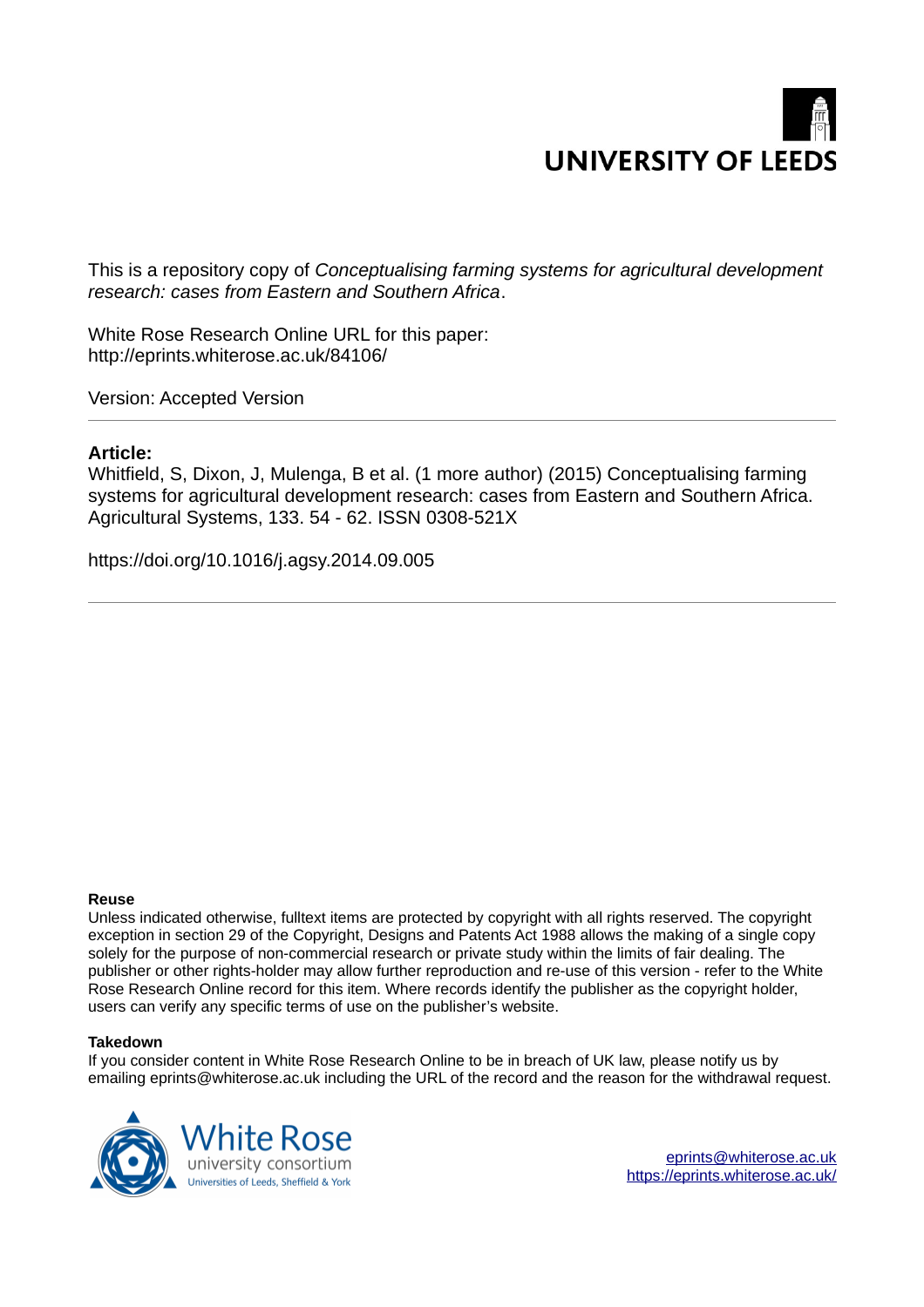UNIVERSITY OF LEEDS

This is a repository copy of *Conceptualising farming systems for agricultural development research: cases from Eastern and Southern Africa*.

White Rose Research Online URL for this paper:
http://eprints.whiterose.ac.uk/84106/

Version: Accepted Version

---

**Article:**

Whitfield, S, Dixon, J, Mulenga, B et al. (1 more author) (2015) Conceptualising farming systems for agricultural development research: cases from Eastern and Southern Africa. Agricultural Systems, 133. 54 - 62. ISSN 0308-521X

https://doi.org/10.1016/j.agsy.2014.09.005

---

**Reuse**

Unless indicated otherwise, fulltext items are protected by copyright with all rights reserved. The copyright exception in section 29 of the Copyright, Designs and Patents Act 1988 allows the making of a single copy solely for the purpose of non-commercial research or private study within the limits of fair dealing. The publisher or other rights-holder may allow further reproduction and re-use of this version - refer to the White Rose Research Online record for this item. Where records identify the publisher as the copyright holder, users can verify any specific terms of use on the publisher's website.

**Takedown**

If you consider content in White Rose Research Online to be in breach of UK law, please notify us by emailing eprints@whiterose.ac.uk including the URL of the record and the reason for the withdrawal request.

White Rose university consortium
Universities of Leeds, Sheffield & York

eprints@whiterose.ac.uk
https://eprints.whiterose.ac.uk/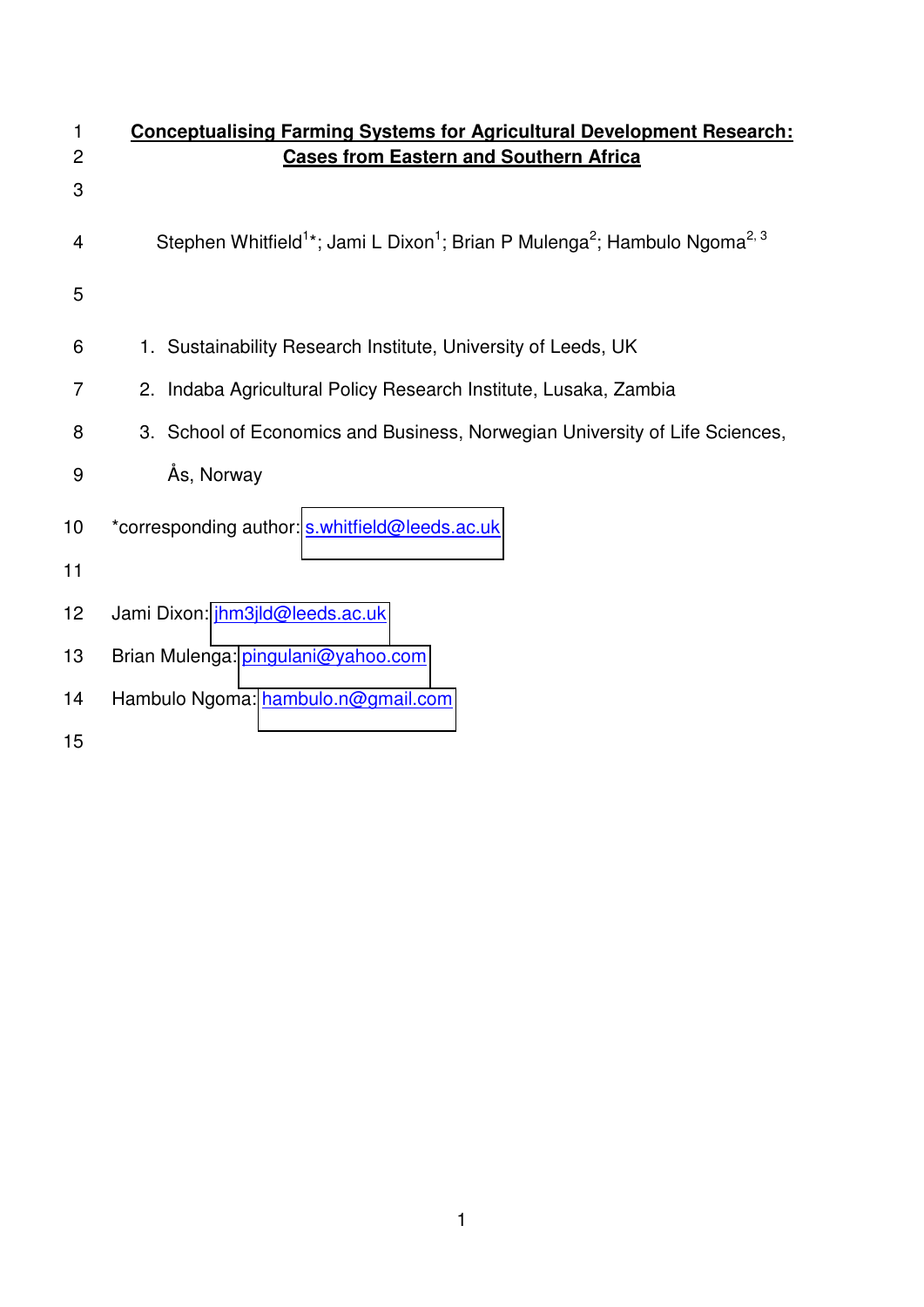# Conceptualising Farming Systems for Agricultural Development Research: Cases from Eastern and Southern Africa

Stephen Whitfield[1]*; Jami L Dixon[1]; Brian P Mulenga[2]; Hambulo Ngoma[2, 3]

1. Sustainability Research Institute, University of Leeds, UK
2. Indaba Agricultural Policy Research Institute, Lusaka, Zambia
3. School of Economics and Business, Norwegian University of Life Sciences, Ås, Norway

*corresponding author: s.whitfield@leeds.ac.uk

Jami Dixon: jhm3jld@leeds.ac.uk

Brian Mulenga: pingulani@yahoo.com

Hambulo Ngoma: hambulo.n@gmail.com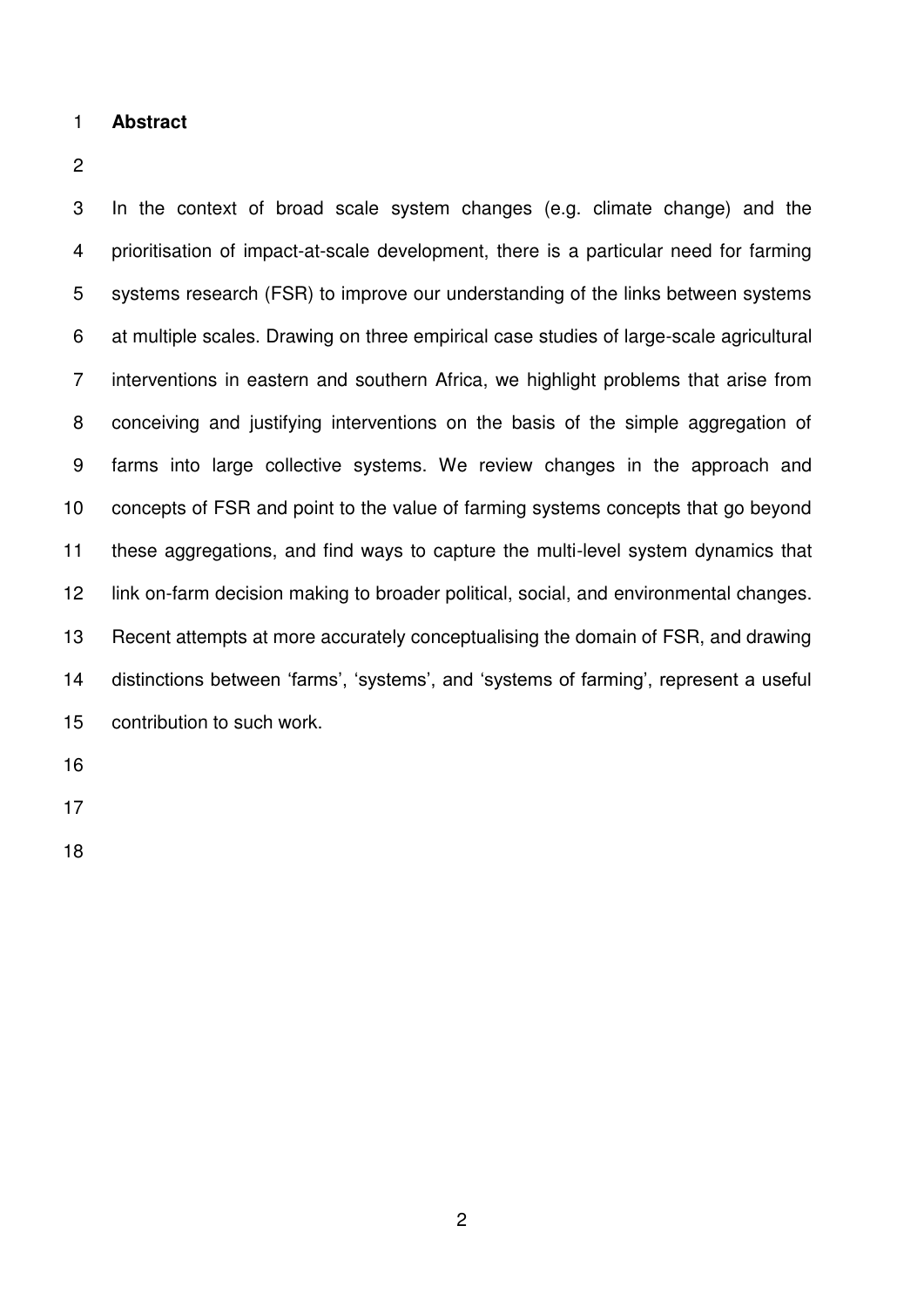## Abstract

In the context of broad scale system changes (e.g. climate change) and the prioritisation of impact-at-scale development, there is a particular need for farming systems research (FSR) to improve our understanding of the links between systems at multiple scales. Drawing on three empirical case studies of large-scale agricultural interventions in eastern and southern Africa, we highlight problems that arise from conceiving and justifying interventions on the basis of the simple aggregation of farms into large collective systems. We review changes in the approach and concepts of FSR and point to the value of farming systems concepts that go beyond these aggregations, and find ways to capture the multi-level system dynamics that link on-farm decision making to broader political, social, and environmental changes. Recent attempts at more accurately conceptualising the domain of FSR, and drawing distinctions between 'farms', 'systems', and 'systems of farming', represent a useful contribution to such work.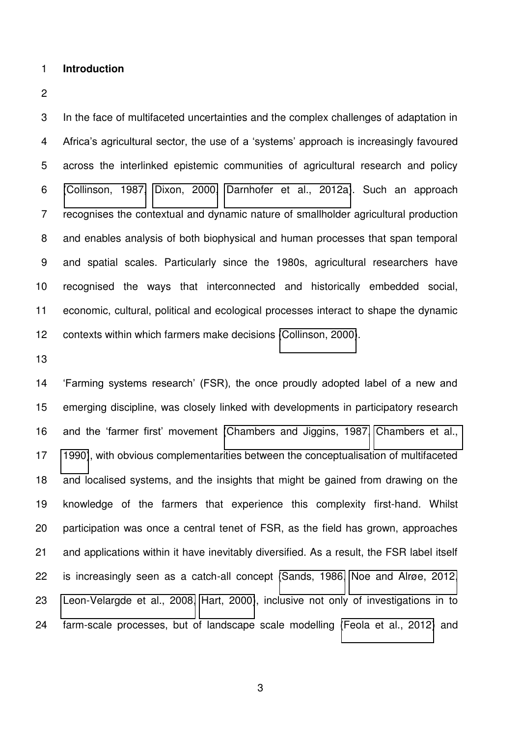## Introduction

In the face of multifaceted uncertainties and the complex challenges of adaptation in Africa's agricultural sector, the use of a 'systems' approach is increasingly favoured across the interlinked epistemic communities of agricultural research and policy (Collinson, 1987, Dixon, 2000, Darnhofer et al., 2012a). Such an approach recognises the contextual and dynamic nature of smallholder agricultural production and enables analysis of both biophysical and human processes that span temporal and spatial scales. Particularly since the 1980s, agricultural researchers have recognised the ways that interconnected and historically embedded social, economic, cultural, political and ecological processes interact to shape the dynamic contexts within which farmers make decisions (Collinson, 2000).

'Farming systems research' (FSR), the once proudly adopted label of a new and emerging discipline, was closely linked with developments in participatory research and the 'farmer first' movement (Chambers and Jiggins, 1987, Chambers et al., 1990), with obvious complementarities between the conceptualisation of multifaceted and localised systems, and the insights that might be gained from drawing on the knowledge of the farmers that experience this complexity first-hand. Whilst participation was once a central tenet of FSR, as the field has grown, approaches and applications within it have inevitably diversified. As a result, the FSR label itself is increasingly seen as a catch-all concept (Sands, 1986, Noe and Alrøe, 2012, Leon-Velargde et al., 2008, Hart, 2000), inclusive not only of investigations in to farm-scale processes, but of landscape scale modelling (Feola et al., 2012) and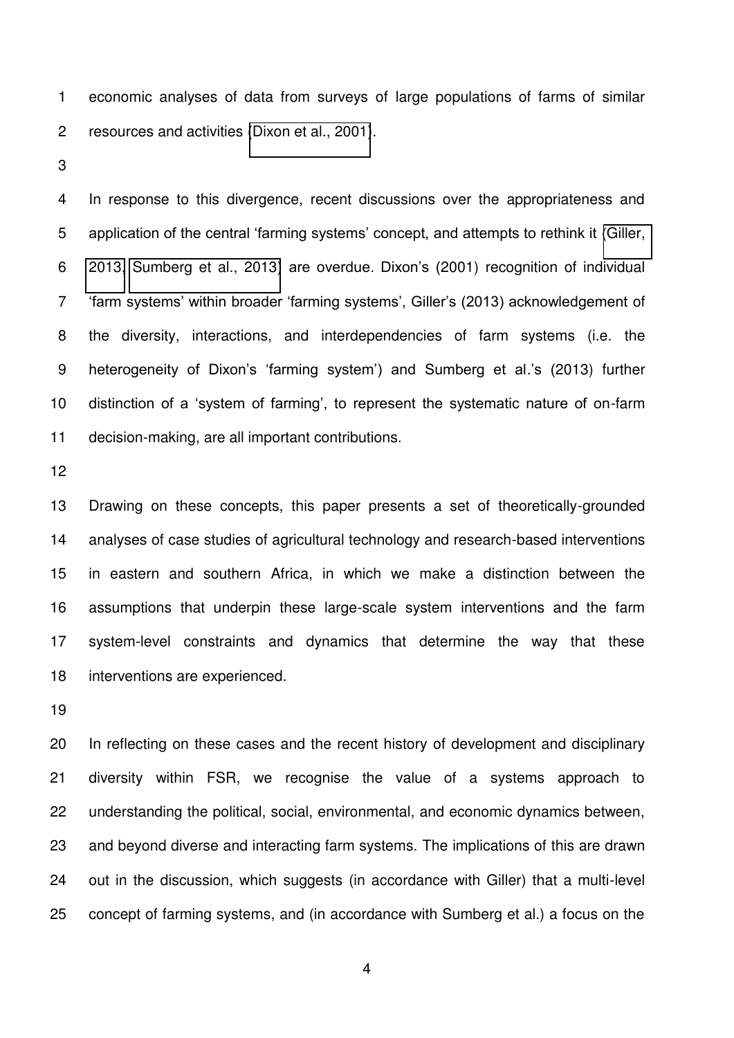economic analyses of data from surveys of large populations of farms of similar resources and activities (Dixon et al., 2001).

In response to this divergence, recent discussions over the appropriateness and application of the central 'farming systems' concept, and attempts to rethink it (Giller, 2013; Sumberg et al., 2013) are overdue. Dixon's (2001) recognition of individual 'farm systems' within broader 'farming systems', Giller's (2013) acknowledgement of the diversity, interactions, and interdependencies of farm systems (i.e. the heterogeneity of Dixon's 'farming system') and Sumberg et al.'s (2013) further distinction of a 'system of farming', to represent the systematic nature of on-farm decision-making, are all important contributions.

Drawing on these concepts, this paper presents a set of theoretically-grounded analyses of case studies of agricultural technology and research-based interventions in eastern and southern Africa, in which we make a distinction between the assumptions that underpin these large-scale system interventions and the farm system-level constraints and dynamics that determine the way that these interventions are experienced.

In reflecting on these cases and the recent history of development and disciplinary diversity within FSR, we recognise the value of a systems approach to understanding the political, social, environmental, and economic dynamics between, and beyond diverse and interacting farm systems. The implications of this are drawn out in the discussion, which suggests (in accordance with Giller) that a multi-level concept of farming systems, and (in accordance with Sumberg et al.) a focus on the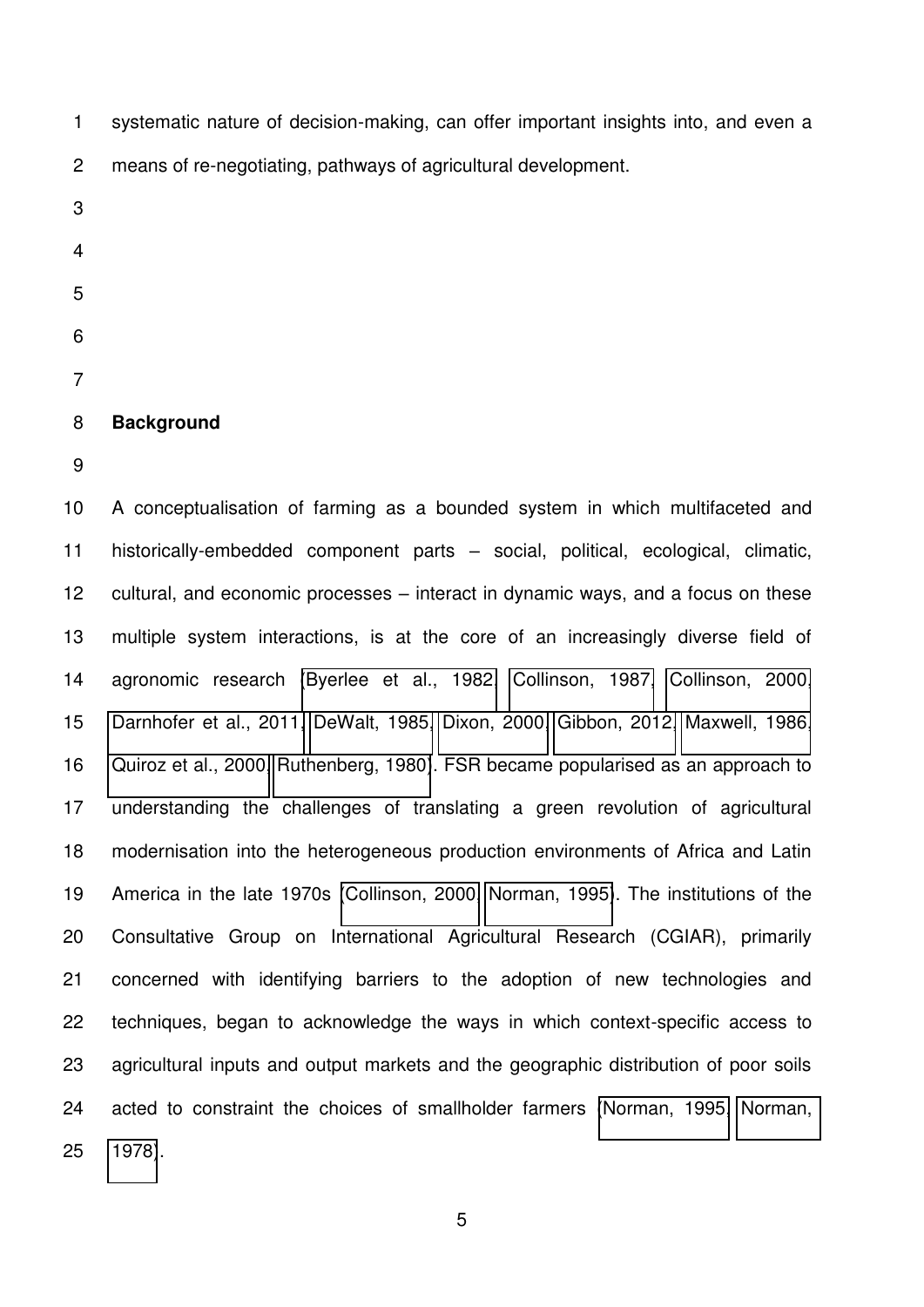systematic nature of decision-making, can offer important insights into, and even a means of re-negotiating, pathways of agricultural development.

## Background

A conceptualisation of farming as a bounded system in which multifaceted and historically-embedded component parts – social, political, ecological, climatic, cultural, and economic processes – interact in dynamic ways, and a focus on these multiple system interactions, is at the core of an increasingly diverse field of agronomic research (Byerlee et al., 1982, Collinson, 1987, Collinson, 2000, Darnhofer et al., 2011, DeWalt, 1985, Dixon, 2000, Gibbon, 2012, Maxwell, 1986, Quiroz et al., 2000, Ruthenberg, 1980). FSR became popularised as an approach to understanding the challenges of translating a green revolution of agricultural modernisation into the heterogeneous production environments of Africa and Latin America in the late 1970s (Collinson, 2000, Norman, 1995). The institutions of the Consultative Group on International Agricultural Research (CGIAR), primarily concerned with identifying barriers to the adoption of new technologies and techniques, began to acknowledge the ways in which context-specific access to agricultural inputs and output markets and the geographic distribution of poor soils acted to constraint the choices of smallholder farmers (Norman, 1995, Norman, 1978).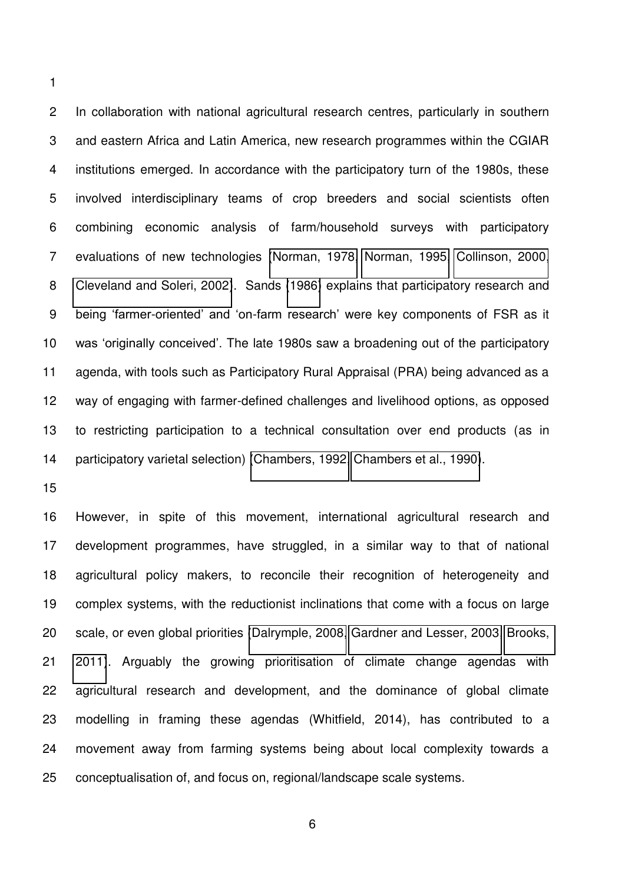In collaboration with national agricultural research centres, particularly in southern and eastern Africa and Latin America, new research programmes within the CGIAR institutions emerged. In accordance with the participatory turn of the 1980s, these involved interdisciplinary teams of crop breeders and social scientists often combining economic analysis of farm/household surveys with participatory evaluations of new technologies (Norman, 1978, Norman, 1995, Collinson, 2000, Cleveland and Soleri, 2002). Sands (1986) explains that participatory research and being 'farmer-oriented' and 'on-farm research' were key components of FSR as it was 'originally conceived'. The late 1980s saw a broadening out of the participatory agenda, with tools such as Participatory Rural Appraisal (PRA) being advanced as a way of engaging with farmer-defined challenges and livelihood options, as opposed to restricting participation to a technical consultation over end products (as in participatory varietal selection) (Chambers, 1992, Chambers et al., 1990).

However, in spite of this movement, international agricultural research and development programmes, have struggled, in a similar way to that of national agricultural policy makers, to reconcile their recognition of heterogeneity and complex systems, with the reductionist inclinations that come with a focus on large scale, or even global priorities (Dalrymple, 2008, Gardner and Lesser, 2003, Brooks, 2011). Arguably the growing prioritisation of climate change agendas with agricultural research and development, and the dominance of global climate modelling in framing these agendas (Whitfield, 2014), has contributed to a movement away from farming systems being about local complexity towards a conceptualisation of, and focus on, regional/landscape scale systems.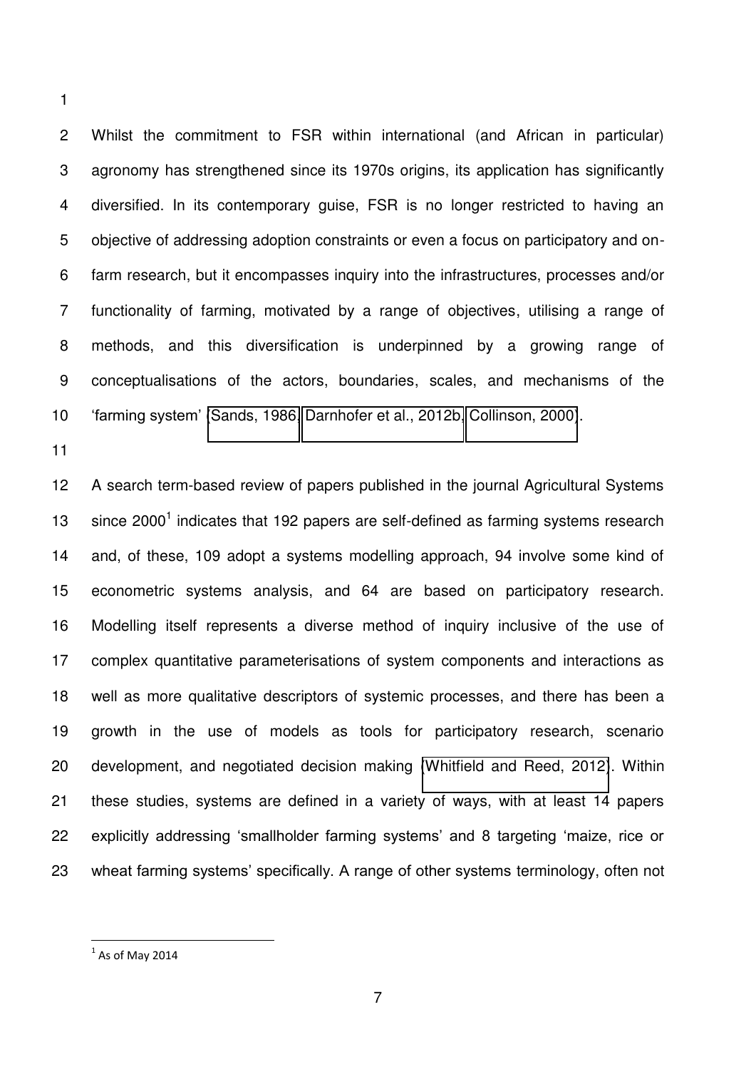Whilst the commitment to FSR within international (and African in particular) agronomy has strengthened since its 1970s origins, its application has significantly diversified. In its contemporary guise, FSR is no longer restricted to having an objective of addressing adoption constraints or even a focus on participatory and on-farm research, but it encompasses inquiry into the infrastructures, processes and/or functionality of farming, motivated by a range of objectives, utilising a range of methods, and this diversification is underpinned by a growing range of conceptualisations of the actors, boundaries, scales, and mechanisms of the 'farming system' (Sands, 1986, Darnhofer et al., 2012b, Collinson, 2000).

A search term-based review of papers published in the journal Agricultural Systems since 2000[1] indicates that 192 papers are self-defined as farming systems research and, of these, 109 adopt a systems modelling approach, 94 involve some kind of econometric systems analysis, and 64 are based on participatory research. Modelling itself represents a diverse method of inquiry inclusive of the use of complex quantitative parameterisations of system components and interactions as well as more qualitative descriptors of systemic processes, and there has been a growth in the use of models as tools for participatory research, scenario development, and negotiated decision making (Whitfield and Reed, 2012). Within these studies, systems are defined in a variety of ways, with at least 14 papers explicitly addressing 'smallholder farming systems' and 8 targeting 'maize, rice or wheat farming systems' specifically. A range of other systems terminology, often not

[1] As of May 2014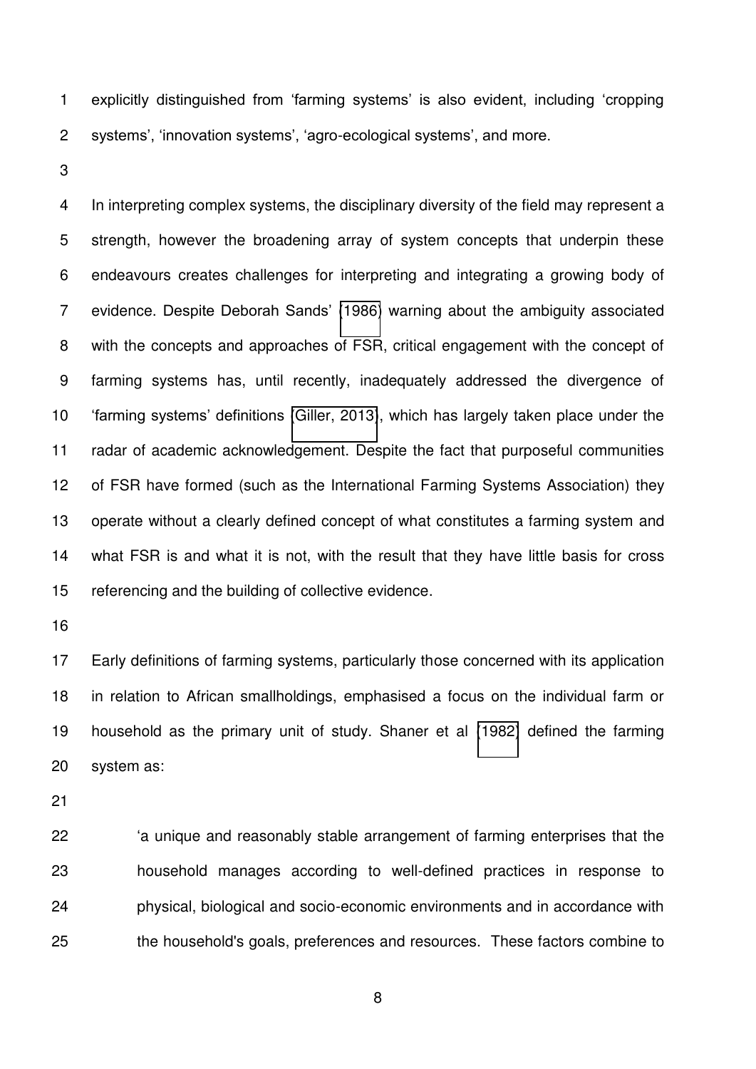explicitly distinguished from 'farming systems' is also evident, including 'cropping systems', 'innovation systems', 'agro-ecological systems', and more.

In interpreting complex systems, the disciplinary diversity of the field may represent a strength, however the broadening array of system concepts that underpin these endeavours creates challenges for interpreting and integrating a growing body of evidence. Despite Deborah Sands' (1986) warning about the ambiguity associated with the concepts and approaches of FSR, critical engagement with the concept of farming systems has, until recently, inadequately addressed the divergence of 'farming systems' definitions (Giller, 2013), which has largely taken place under the radar of academic acknowledgement. Despite the fact that purposeful communities of FSR have formed (such as the International Farming Systems Association) they operate without a clearly defined concept of what constitutes a farming system and what FSR is and what it is not, with the result that they have little basis for cross referencing and the building of collective evidence.

Early definitions of farming systems, particularly those concerned with its application in relation to African smallholdings, emphasised a focus on the individual farm or household as the primary unit of study. Shaner et al (1982) defined the farming system as:

> 'a unique and reasonably stable arrangement of farming enterprises that the household manages according to well-defined practices in response to physical, biological and socio-economic environments and in accordance with the household's goals, preferences and resources. These factors combine to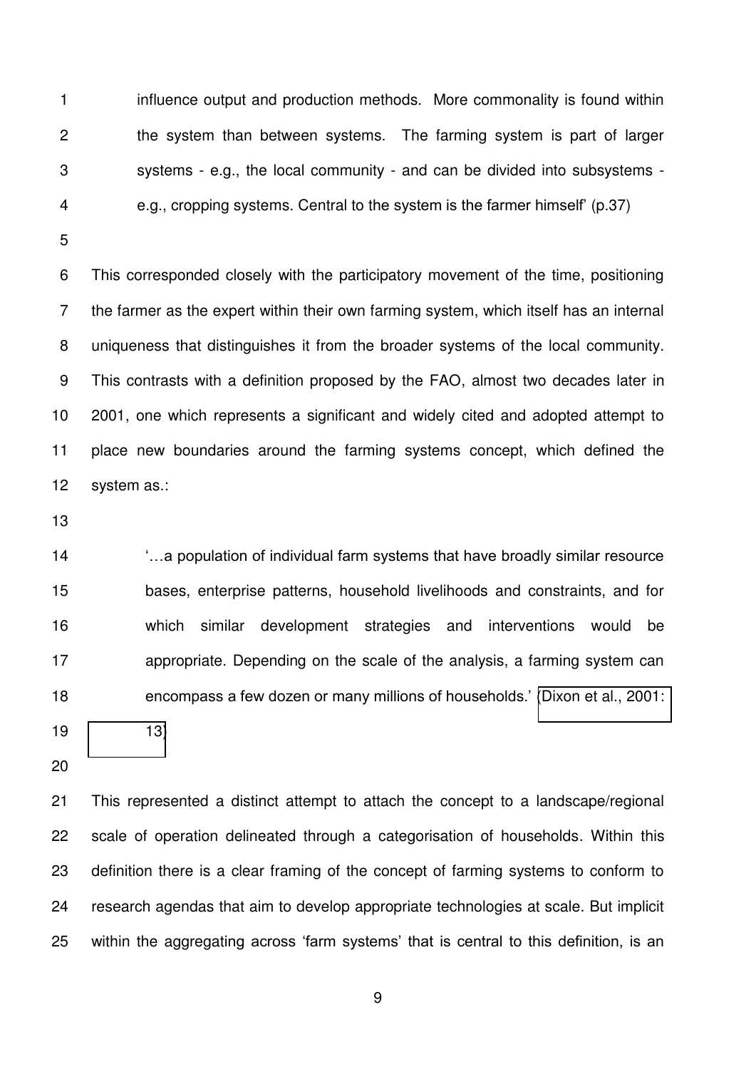> influence output and production methods. More commonality is found within the system than between systems. The farming system is part of larger systems - e.g., the local community - and can be divided into subsystems - e.g., cropping systems. Central to the system is the farmer himself' (p.37)

This corresponded closely with the participatory movement of the time, positioning the farmer as the expert within their own farming system, which itself has an internal uniqueness that distinguishes it from the broader systems of the local community. This contrasts with a definition proposed by the FAO, almost two decades later in 2001, one which represents a significant and widely cited and adopted attempt to place new boundaries around the farming systems concept, which defined the system as.:

> '…a population of individual farm systems that have broadly similar resource bases, enterprise patterns, household livelihoods and constraints, and for which similar development strategies and interventions would be appropriate. Depending on the scale of the analysis, a farming system can encompass a few dozen or many millions of households.' (Dixon et al., 2001: 13)

This represented a distinct attempt to attach the concept to a landscape/regional scale of operation delineated through a categorisation of households. Within this definition there is a clear framing of the concept of farming systems to conform to research agendas that aim to develop appropriate technologies at scale. But implicit within the aggregating across 'farm systems' that is central to this definition, is an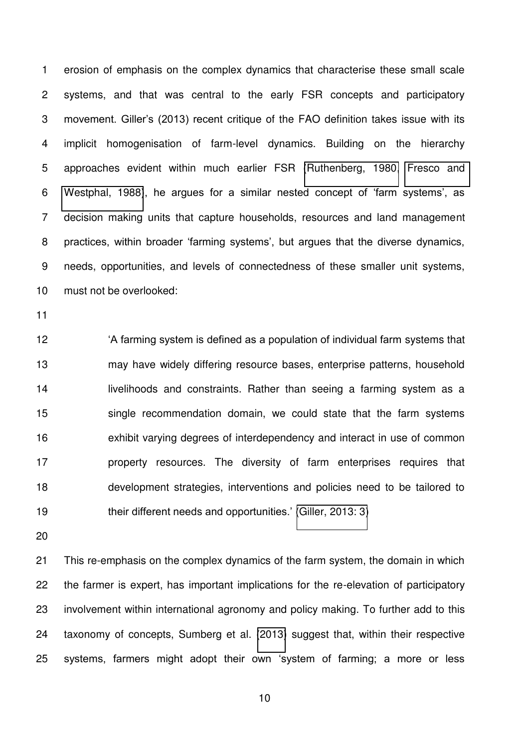erosion of emphasis on the complex dynamics that characterise these small scale systems, and that was central to the early FSR concepts and participatory movement. Giller's (2013) recent critique of the FAO definition takes issue with its implicit homogenisation of farm-level dynamics. Building on the hierarchy approaches evident within much earlier FSR (Ruthenberg, 1980, Fresco and Westphal, 1988), he argues for a similar nested concept of 'farm systems', as decision making units that capture households, resources and land management practices, within broader 'farming systems', but argues that the diverse dynamics, needs, opportunities, and levels of connectedness of these smaller unit systems, must not be overlooked:

> 'A farming system is defined as a population of individual farm systems that may have widely differing resource bases, enterprise patterns, household livelihoods and constraints. Rather than seeing a farming system as a single recommendation domain, we could state that the farm systems exhibit varying degrees of interdependency and interact in use of common property resources. The diversity of farm enterprises requires that development strategies, interventions and policies need to be tailored to their different needs and opportunities.' (Giller, 2013: 3)

This re-emphasis on the complex dynamics of the farm system, the domain in which the farmer is expert, has important implications for the re-elevation of participatory involvement within international agronomy and policy making. To further add to this taxonomy of concepts, Sumberg et al. (2013) suggest that, within their respective systems, farmers might adopt their own 'system of farming; a more or less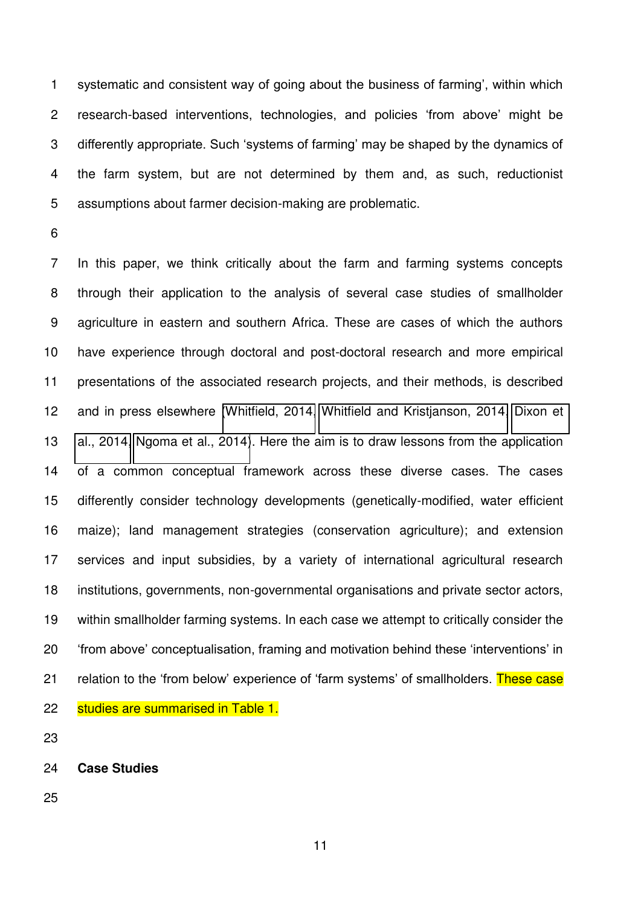systematic and consistent way of going about the business of farming', within which research-based interventions, technologies, and policies 'from above' might be differently appropriate. Such 'systems of farming' may be shaped by the dynamics of the farm system, but are not determined by them and, as such, reductionist assumptions about farmer decision-making are problematic.

In this paper, we think critically about the farm and farming systems concepts through their application to the analysis of several case studies of smallholder agriculture in eastern and southern Africa. These are cases of which the authors have experience through doctoral and post-doctoral research and more empirical presentations of the associated research projects, and their methods, is described and in press elsewhere (Whitfield, 2014; Whitfield and Kristjanson, 2014; Dixon et al., 2014; Ngoma et al., 2014). Here the aim is to draw lessons from the application of a common conceptual framework across these diverse cases. The cases differently consider technology developments (genetically-modified, water efficient maize); land management strategies (conservation agriculture); and extension services and input subsidies, by a variety of international agricultural research institutions, governments, non-governmental organisations and private sector actors, within smallholder farming systems. In each case we attempt to critically consider the 'from above' conceptualisation, framing and motivation behind these 'interventions' in relation to the 'from below' experience of 'farm systems' of smallholders. These case studies are summarised in Table 1.

## Case Studies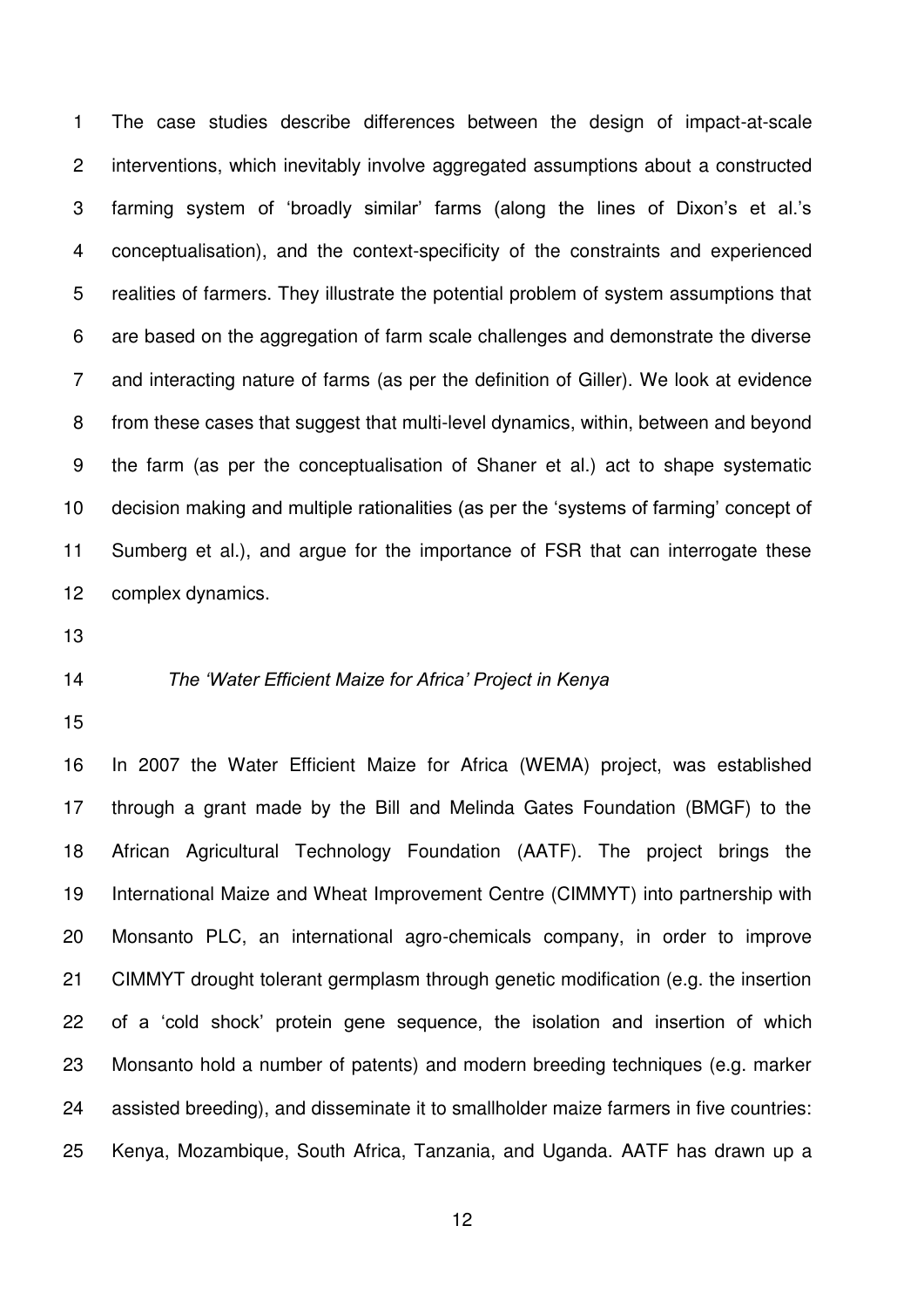The case studies describe differences between the design of impact-at-scale interventions, which inevitably involve aggregated assumptions about a constructed farming system of 'broadly similar' farms (along the lines of Dixon's et al.'s conceptualisation), and the context-specificity of the constraints and experienced realities of farmers. They illustrate the potential problem of system assumptions that are based on the aggregation of farm scale challenges and demonstrate the diverse and interacting nature of farms (as per the definition of Giller). We look at evidence from these cases that suggest that multi-level dynamics, within, between and beyond the farm (as per the conceptualisation of Shaner et al.) act to shape systematic decision making and multiple rationalities (as per the 'systems of farming' concept of Sumberg et al.), and argue for the importance of FSR that can interrogate these complex dynamics.

### *The 'Water Efficient Maize for Africa' Project in Kenya*

In 2007 the Water Efficient Maize for Africa (WEMA) project, was established through a grant made by the Bill and Melinda Gates Foundation (BMGF) to the African Agricultural Technology Foundation (AATF). The project brings the International Maize and Wheat Improvement Centre (CIMMYT) into partnership with Monsanto PLC, an international agro-chemicals company, in order to improve CIMMYT drought tolerant germplasm through genetic modification (e.g. the insertion of a 'cold shock' protein gene sequence, the isolation and insertion of which Monsanto hold a number of patents) and modern breeding techniques (e.g. marker assisted breeding), and disseminate it to smallholder maize farmers in five countries: Kenya, Mozambique, South Africa, Tanzania, and Uganda. AATF has drawn up a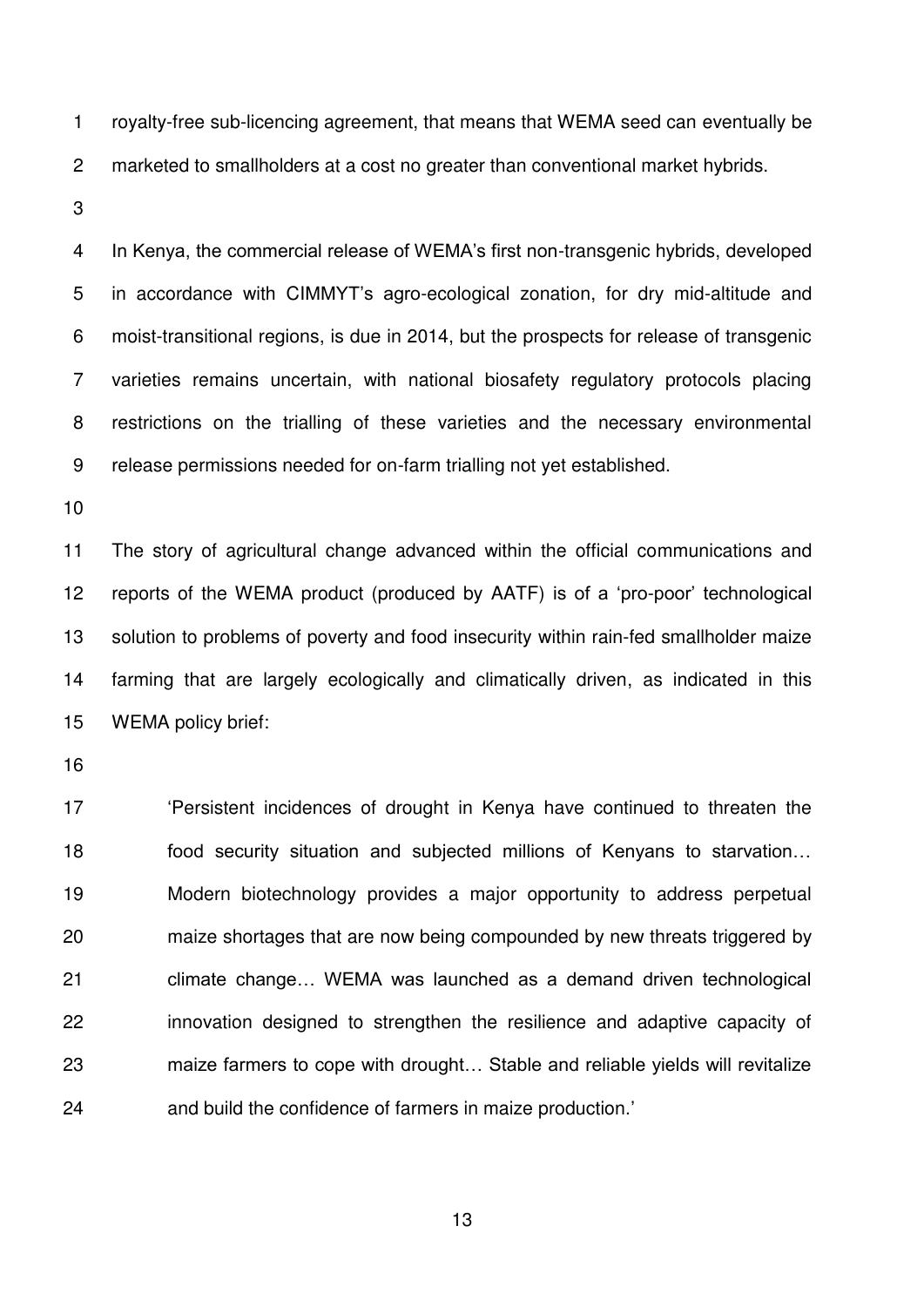royalty-free sub-licencing agreement, that means that WEMA seed can eventually be marketed to smallholders at a cost no greater than conventional market hybrids.

In Kenya, the commercial release of WEMA's first non-transgenic hybrids, developed in accordance with CIMMYT's agro-ecological zonation, for dry mid-altitude and moist-transitional regions, is due in 2014, but the prospects for release of transgenic varieties remains uncertain, with national biosafety regulatory protocols placing restrictions on the trialling of these varieties and the necessary environmental release permissions needed for on-farm trialling not yet established.

The story of agricultural change advanced within the official communications and reports of the WEMA product (produced by AATF) is of a 'pro-poor' technological solution to problems of poverty and food insecurity within rain-fed smallholder maize farming that are largely ecologically and climatically driven, as indicated in this WEMA policy brief:

> 'Persistent incidences of drought in Kenya have continued to threaten the food security situation and subjected millions of Kenyans to starvation… Modern biotechnology provides a major opportunity to address perpetual maize shortages that are now being compounded by new threats triggered by climate change… WEMA was launched as a demand driven technological innovation designed to strengthen the resilience and adaptive capacity of maize farmers to cope with drought… Stable and reliable yields will revitalize and build the confidence of farmers in maize production.'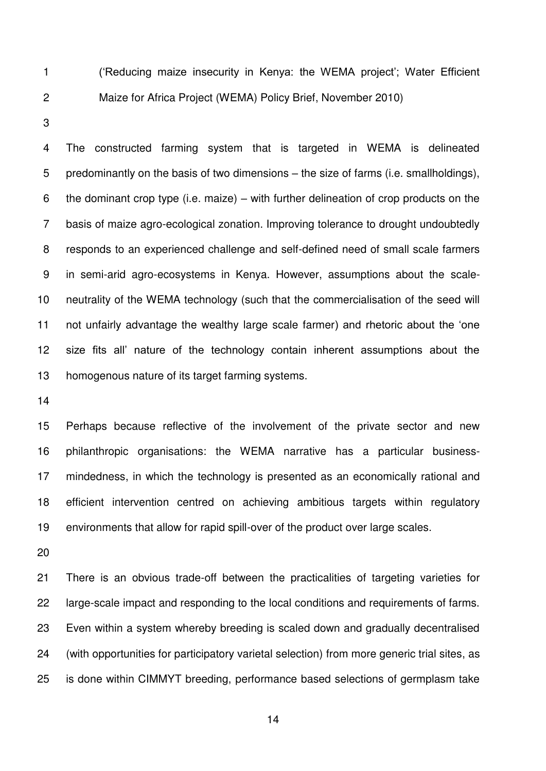('Reducing maize insecurity in Kenya: the WEMA project'; Water Efficient Maize for Africa Project (WEMA) Policy Brief, November 2010)

The constructed farming system that is targeted in WEMA is delineated predominantly on the basis of two dimensions – the size of farms (i.e. smallholdings), the dominant crop type (i.e. maize) – with further delineation of crop products on the basis of maize agro-ecological zonation. Improving tolerance to drought undoubtedly responds to an experienced challenge and self-defined need of small scale farmers in semi-arid agro-ecosystems in Kenya. However, assumptions about the scale-neutrality of the WEMA technology (such that the commercialisation of the seed will not unfairly advantage the wealthy large scale farmer) and rhetoric about the 'one size fits all' nature of the technology contain inherent assumptions about the homogenous nature of its target farming systems.

Perhaps because reflective of the involvement of the private sector and new philanthropic organisations: the WEMA narrative has a particular business-mindedness, in which the technology is presented as an economically rational and efficient intervention centred on achieving ambitious targets within regulatory environments that allow for rapid spill-over of the product over large scales.

There is an obvious trade-off between the practicalities of targeting varieties for large-scale impact and responding to the local conditions and requirements of farms. Even within a system whereby breeding is scaled down and gradually decentralised (with opportunities for participatory varietal selection) from more generic trial sites, as is done within CIMMYT breeding, performance based selections of germplasm take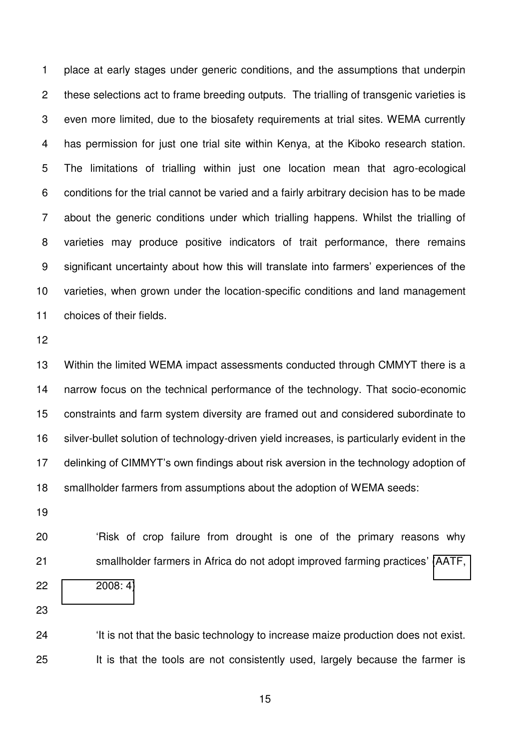place at early stages under generic conditions, and the assumptions that underpin these selections act to frame breeding outputs. The trialling of transgenic varieties is even more limited, due to the biosafety requirements at trial sites. WEMA currently has permission for just one trial site within Kenya, at the Kiboko research station. The limitations of trialling within just one location mean that agro-ecological conditions for the trial cannot be varied and a fairly arbitrary decision has to be made about the generic conditions under which trialling happens. Whilst the trialling of varieties may produce positive indicators of trait performance, there remains significant uncertainty about how this will translate into farmers' experiences of the varieties, when grown under the location-specific conditions and land management choices of their fields.

Within the limited WEMA impact assessments conducted through CMMYT there is a narrow focus on the technical performance of the technology. That socio-economic constraints and farm system diversity are framed out and considered subordinate to silver-bullet solution of technology-driven yield increases, is particularly evident in the delinking of CIMMYT's own findings about risk aversion in the technology adoption of smallholder farmers from assumptions about the adoption of WEMA seeds:

> 'Risk of crop failure from drought is one of the primary reasons why smallholder farmers in Africa do not adopt improved farming practices' (AATF, 2008: 4)

> 'It is not that the basic technology to increase maize production does not exist. It is that the tools are not consistently used, largely because the farmer is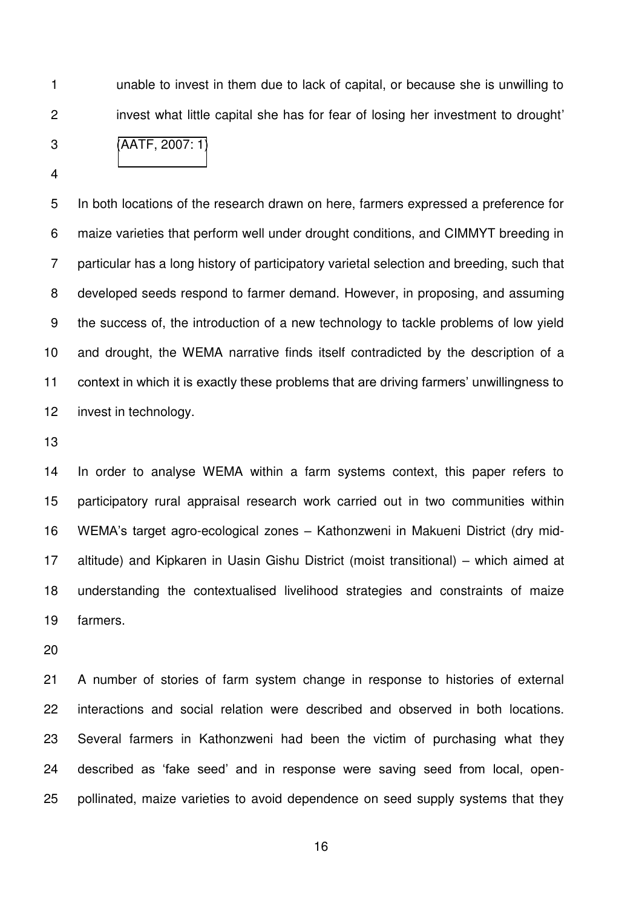unable to invest in them due to lack of capital, or because she is unwilling to invest what little capital she has for fear of losing her investment to drought' (AATF, 2007: 1)

In both locations of the research drawn on here, farmers expressed a preference for maize varieties that perform well under drought conditions, and CIMMYT breeding in particular has a long history of participatory varietal selection and breeding, such that developed seeds respond to farmer demand. However, in proposing, and assuming the success of, the introduction of a new technology to tackle problems of low yield and drought, the WEMA narrative finds itself contradicted by the description of a context in which it is exactly these problems that are driving farmers' unwillingness to invest in technology.

In order to analyse WEMA within a farm systems context, this paper refers to participatory rural appraisal research work carried out in two communities within WEMA's target agro-ecological zones – Kathonzweni in Makueni District (dry mid-altitude) and Kipkaren in Uasin Gishu District (moist transitional) – which aimed at understanding the contextualised livelihood strategies and constraints of maize farmers.

A number of stories of farm system change in response to histories of external interactions and social relation were described and observed in both locations. Several farmers in Kathonzweni had been the victim of purchasing what they described as 'fake seed' and in response were saving seed from local, open-pollinated, maize varieties to avoid dependence on seed supply systems that they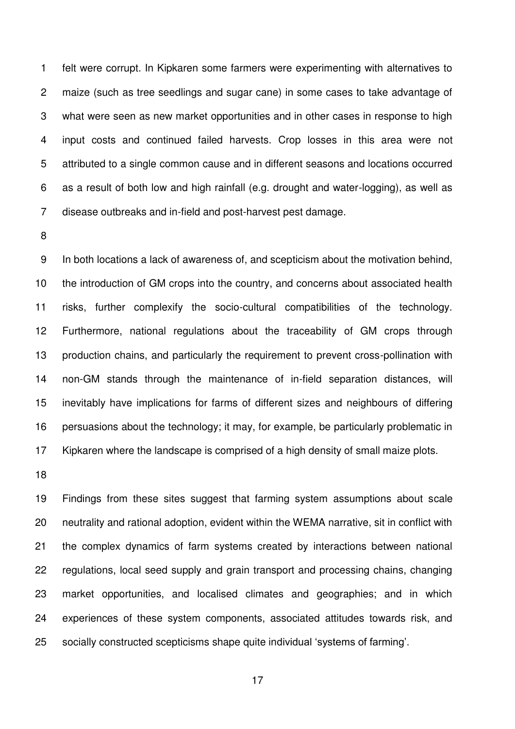felt were corrupt. In Kipkaren some farmers were experimenting with alternatives to maize (such as tree seedlings and sugar cane) in some cases to take advantage of what were seen as new market opportunities and in other cases in response to high input costs and continued failed harvests. Crop losses in this area were not attributed to a single common cause and in different seasons and locations occurred as a result of both low and high rainfall (e.g. drought and water-logging), as well as disease outbreaks and in-field and post-harvest pest damage.

In both locations a lack of awareness of, and scepticism about the motivation behind, the introduction of GM crops into the country, and concerns about associated health risks, further complexify the socio-cultural compatibilities of the technology. Furthermore, national regulations about the traceability of GM crops through production chains, and particularly the requirement to prevent cross-pollination with non-GM stands through the maintenance of in-field separation distances, will inevitably have implications for farms of different sizes and neighbours of differing persuasions about the technology; it may, for example, be particularly problematic in Kipkaren where the landscape is comprised of a high density of small maize plots.

Findings from these sites suggest that farming system assumptions about scale neutrality and rational adoption, evident within the WEMA narrative, sit in conflict with the complex dynamics of farm systems created by interactions between national regulations, local seed supply and grain transport and processing chains, changing market opportunities, and localised climates and geographies; and in which experiences of these system components, associated attitudes towards risk, and socially constructed scepticisms shape quite individual 'systems of farming'.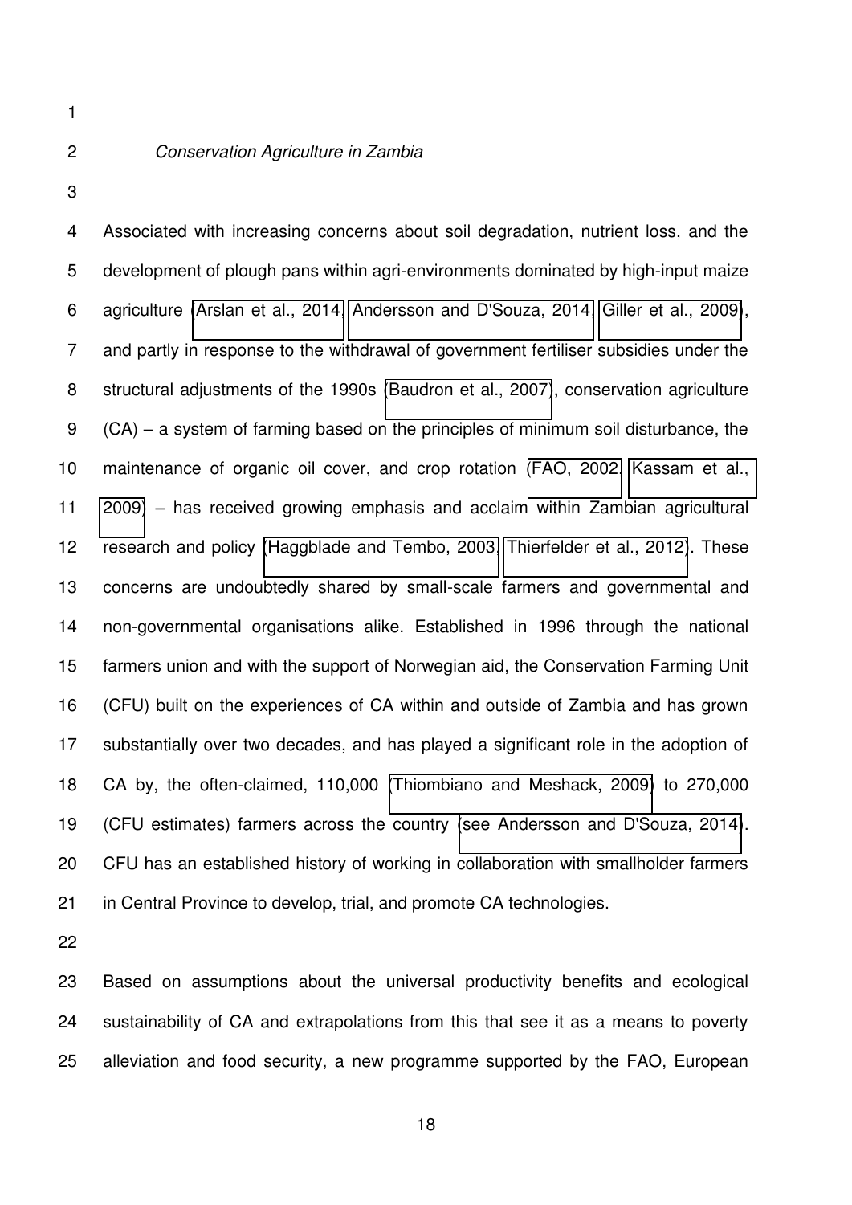*Conservation Agriculture in Zambia*

Associated with increasing concerns about soil degradation, nutrient loss, and the development of plough pans within agri-environments dominated by high-input maize agriculture (Arslan et al., 2014; Andersson and D'Souza, 2014; Giller et al., 2009), and partly in response to the withdrawal of government fertiliser subsidies under the structural adjustments of the 1990s (Baudron et al., 2007), conservation agriculture (CA) – a system of farming based on the principles of minimum soil disturbance, the maintenance of organic oil cover, and crop rotation (FAO, 2002; Kassam et al., 2009) – has received growing emphasis and acclaim within Zambian agricultural research and policy (Haggblade and Tembo, 2003; Thierfelder et al., 2012). These concerns are undoubtedly shared by small-scale farmers and governmental and non-governmental organisations alike. Established in 1996 through the national farmers union and with the support of Norwegian aid, the Conservation Farming Unit (CFU) built on the experiences of CA within and outside of Zambia and has grown substantially over two decades, and has played a significant role in the adoption of CA by, the often-claimed, 110,000 (Thiombiano and Meshack, 2009) to 270,000 (CFU estimates) farmers across the country (see Andersson and D'Souza, 2014). CFU has an established history of working in collaboration with smallholder farmers in Central Province to develop, trial, and promote CA technologies.

Based on assumptions about the universal productivity benefits and ecological sustainability of CA and extrapolations from this that see it as a means to poverty alleviation and food security, a new programme supported by the FAO, European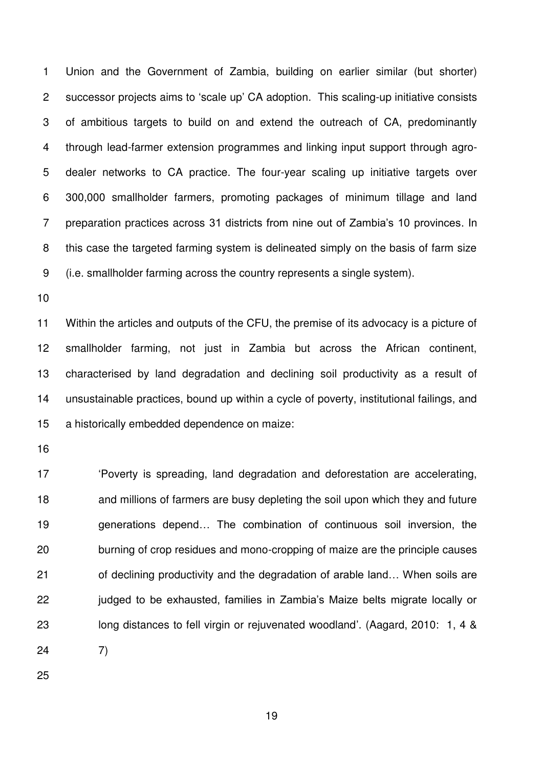Union and the Government of Zambia, building on earlier similar (but shorter) successor projects aims to 'scale up' CA adoption. This scaling-up initiative consists of ambitious targets to build on and extend the outreach of CA, predominantly through lead-farmer extension programmes and linking input support through agro-dealer networks to CA practice. The four-year scaling up initiative targets over 300,000 smallholder farmers, promoting packages of minimum tillage and land preparation practices across 31 districts from nine out of Zambia's 10 provinces. In this case the targeted farming system is delineated simply on the basis of farm size (i.e. smallholder farming across the country represents a single system).

Within the articles and outputs of the CFU, the premise of its advocacy is a picture of smallholder farming, not just in Zambia but across the African continent, characterised by land degradation and declining soil productivity as a result of unsustainable practices, bound up within a cycle of poverty, institutional failings, and a historically embedded dependence on maize:

> 'Poverty is spreading, land degradation and deforestation are accelerating, and millions of farmers are busy depleting the soil upon which they and future generations depend… The combination of continuous soil inversion, the burning of crop residues and mono-cropping of maize are the principle causes of declining productivity and the degradation of arable land… When soils are judged to be exhausted, families in Zambia's Maize belts migrate locally or long distances to fell virgin or rejuvenated woodland'. (Aagard, 2010: 1, 4 & 7)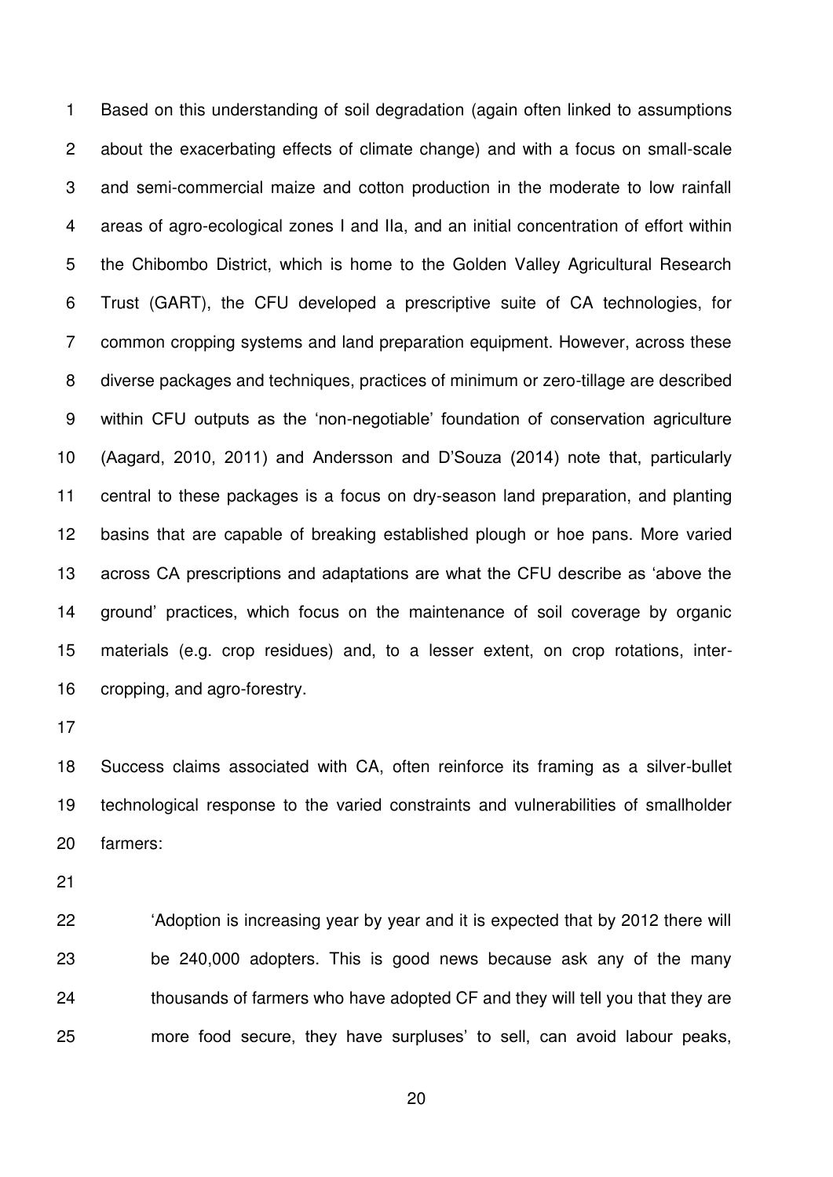Based on this understanding of soil degradation (again often linked to assumptions about the exacerbating effects of climate change) and with a focus on small-scale and semi-commercial maize and cotton production in the moderate to low rainfall areas of agro-ecological zones I and IIa, and an initial concentration of effort within the Chibombo District, which is home to the Golden Valley Agricultural Research Trust (GART), the CFU developed a prescriptive suite of CA technologies, for common cropping systems and land preparation equipment. However, across these diverse packages and techniques, practices of minimum or zero-tillage are described within CFU outputs as the 'non-negotiable' foundation of conservation agriculture (Aagard, 2010, 2011) and Andersson and D'Souza (2014) note that, particularly central to these packages is a focus on dry-season land preparation, and planting basins that are capable of breaking established plough or hoe pans. More varied across CA prescriptions and adaptations are what the CFU describe as 'above the ground' practices, which focus on the maintenance of soil coverage by organic materials (e.g. crop residues) and, to a lesser extent, on crop rotations, inter-cropping, and agro-forestry.

Success claims associated with CA, often reinforce its framing as a silver-bullet technological response to the varied constraints and vulnerabilities of smallholder farmers:

> 'Adoption is increasing year by year and it is expected that by 2012 there will be 240,000 adopters. This is good news because ask any of the many thousands of farmers who have adopted CF and they will tell you that they are more food secure, they have surpluses' to sell, can avoid labour peaks,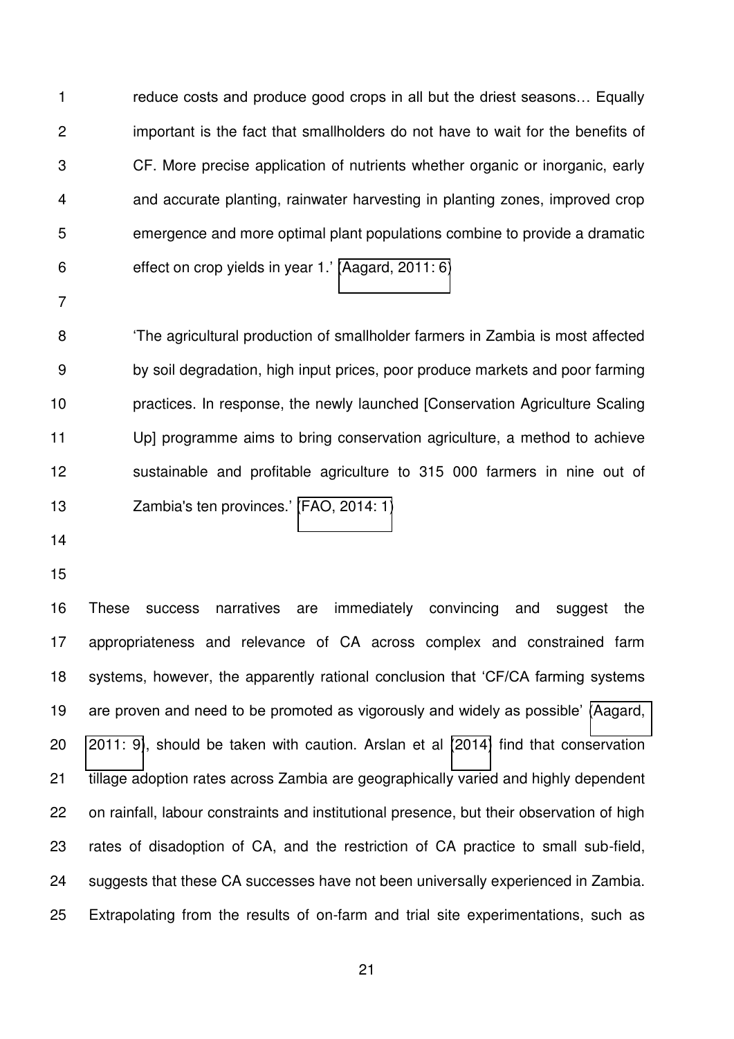> reduce costs and produce good crops in all but the driest seasons… Equally important is the fact that smallholders do not have to wait for the benefits of CF. More precise application of nutrients whether organic or inorganic, early and accurate planting, rainwater harvesting in planting zones, improved crop emergence and more optimal plant populations combine to provide a dramatic effect on crop yields in year 1.' (Aagard, 2011: 6)

> 'The agricultural production of smallholder farmers in Zambia is most affected by soil degradation, high input prices, poor produce markets and poor farming practices. In response, the newly launched [Conservation Agriculture Scaling Up] programme aims to bring conservation agriculture, a method to achieve sustainable and profitable agriculture to 315 000 farmers in nine out of Zambia's ten provinces.' (FAO, 2014: 1)

These success narratives are immediately convincing and suggest the appropriateness and relevance of CA across complex and constrained farm systems, however, the apparently rational conclusion that 'CF/CA farming systems are proven and need to be promoted as vigorously and widely as possible' (Aagard, 2011: 9), should be taken with caution. Arslan et al (2014) find that conservation tillage adoption rates across Zambia are geographically varied and highly dependent on rainfall, labour constraints and institutional presence, but their observation of high rates of disadoption of CA, and the restriction of CA practice to small sub-field, suggests that these CA successes have not been universally experienced in Zambia. Extrapolating from the results of on-farm and trial site experimentations, such as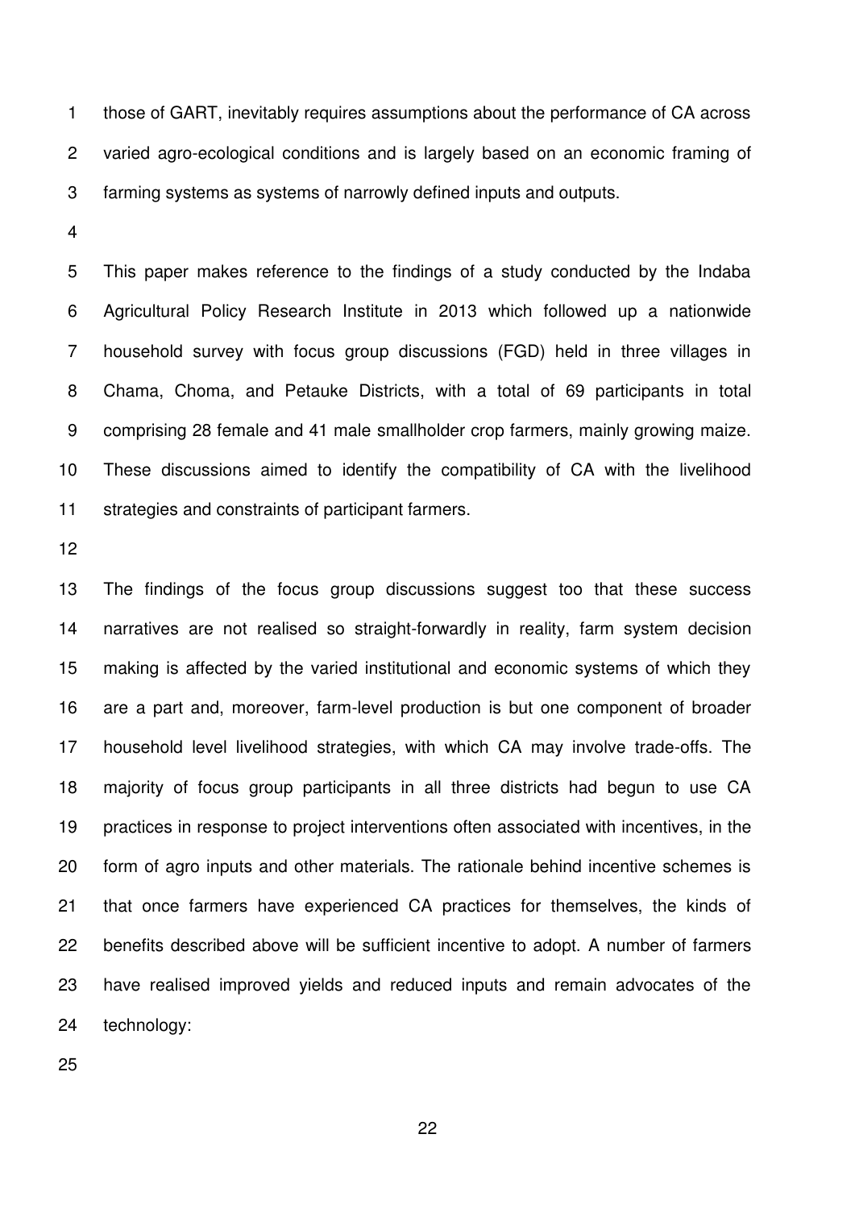those of GART, inevitably requires assumptions about the performance of CA across varied agro-ecological conditions and is largely based on an economic framing of farming systems as systems of narrowly defined inputs and outputs.

This paper makes reference to the findings of a study conducted by the Indaba Agricultural Policy Research Institute in 2013 which followed up a nationwide household survey with focus group discussions (FGD) held in three villages in Chama, Choma, and Petauke Districts, with a total of 69 participants in total comprising 28 female and 41 male smallholder crop farmers, mainly growing maize. These discussions aimed to identify the compatibility of CA with the livelihood strategies and constraints of participant farmers.

The findings of the focus group discussions suggest too that these success narratives are not realised so straight-forwardly in reality, farm system decision making is affected by the varied institutional and economic systems of which they are a part and, moreover, farm-level production is but one component of broader household level livelihood strategies, with which CA may involve trade-offs. The majority of focus group participants in all three districts had begun to use CA practices in response to project interventions often associated with incentives, in the form of agro inputs and other materials. The rationale behind incentive schemes is that once farmers have experienced CA practices for themselves, the kinds of benefits described above will be sufficient incentive to adopt. A number of farmers have realised improved yields and reduced inputs and remain advocates of the technology: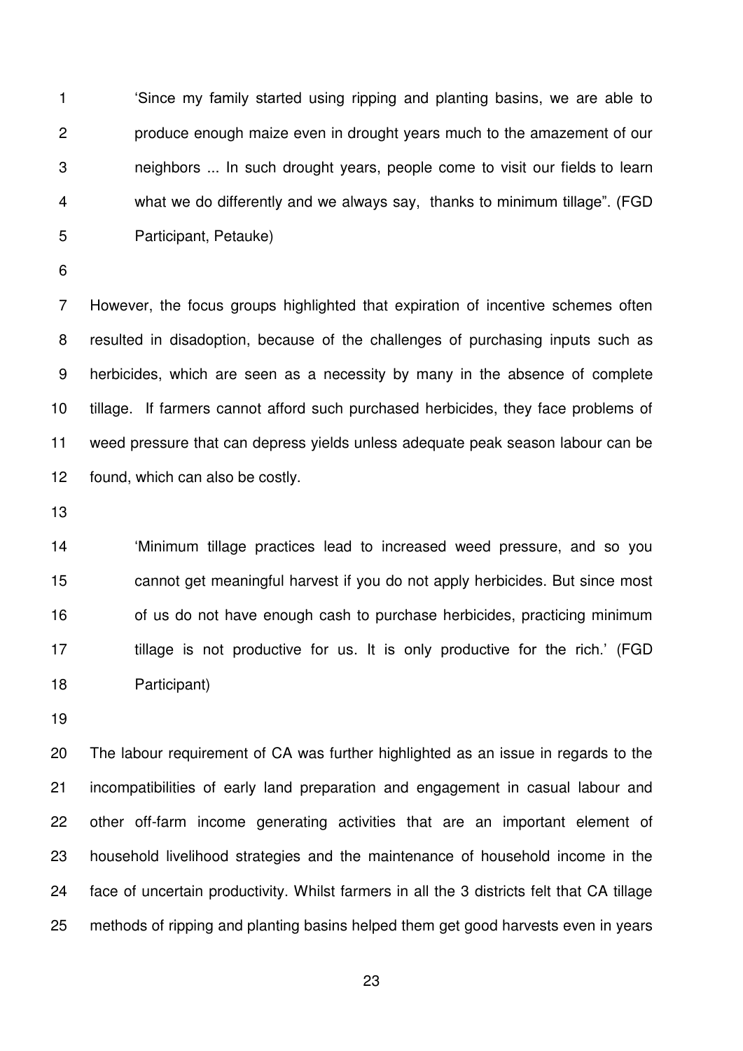> 'Since my family started using ripping and planting basins, we are able to produce enough maize even in drought years much to the amazement of our neighbors ... In such drought years, people come to visit our fields to learn what we do differently and we always say, thanks to minimum tillage". (FGD Participant, Petauke)

However, the focus groups highlighted that expiration of incentive schemes often resulted in disadoption, because of the challenges of purchasing inputs such as herbicides, which are seen as a necessity by many in the absence of complete tillage. If farmers cannot afford such purchased herbicides, they face problems of weed pressure that can depress yields unless adequate peak season labour can be found, which can also be costly.

> 'Minimum tillage practices lead to increased weed pressure, and so you cannot get meaningful harvest if you do not apply herbicides. But since most of us do not have enough cash to purchase herbicides, practicing minimum tillage is not productive for us. It is only productive for the rich.' (FGD Participant)

The labour requirement of CA was further highlighted as an issue in regards to the incompatibilities of early land preparation and engagement in casual labour and other off-farm income generating activities that are an important element of household livelihood strategies and the maintenance of household income in the face of uncertain productivity. Whilst farmers in all the 3 districts felt that CA tillage methods of ripping and planting basins helped them get good harvests even in years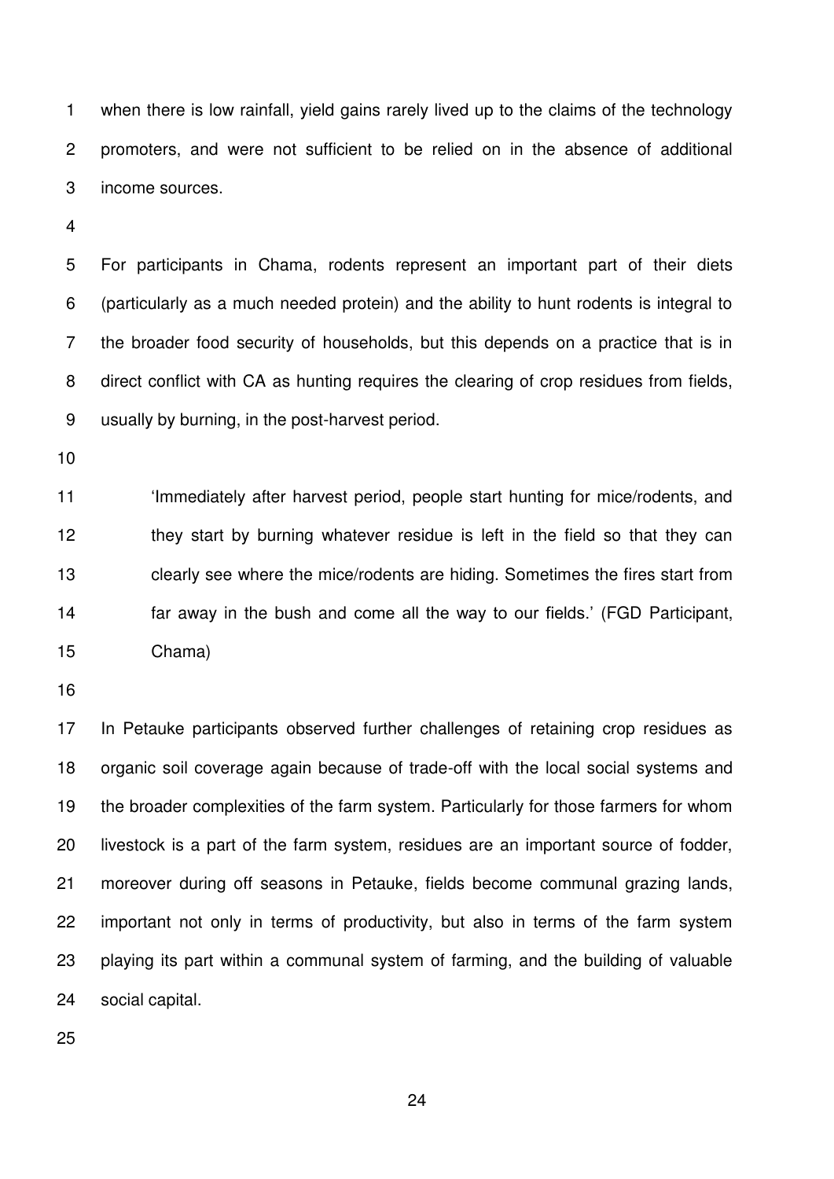when there is low rainfall, yield gains rarely lived up to the claims of the technology promoters, and were not sufficient to be relied on in the absence of additional income sources.

For participants in Chama, rodents represent an important part of their diets (particularly as a much needed protein) and the ability to hunt rodents is integral to the broader food security of households, but this depends on a practice that is in direct conflict with CA as hunting requires the clearing of crop residues from fields, usually by burning, in the post-harvest period.

> 'Immediately after harvest period, people start hunting for mice/rodents, and they start by burning whatever residue is left in the field so that they can clearly see where the mice/rodents are hiding. Sometimes the fires start from far away in the bush and come all the way to our fields.' (FGD Participant, Chama)

In Petauke participants observed further challenges of retaining crop residues as organic soil coverage again because of trade-off with the local social systems and the broader complexities of the farm system. Particularly for those farmers for whom livestock is a part of the farm system, residues are an important source of fodder, moreover during off seasons in Petauke, fields become communal grazing lands, important not only in terms of productivity, but also in terms of the farm system playing its part within a communal system of farming, and the building of valuable social capital.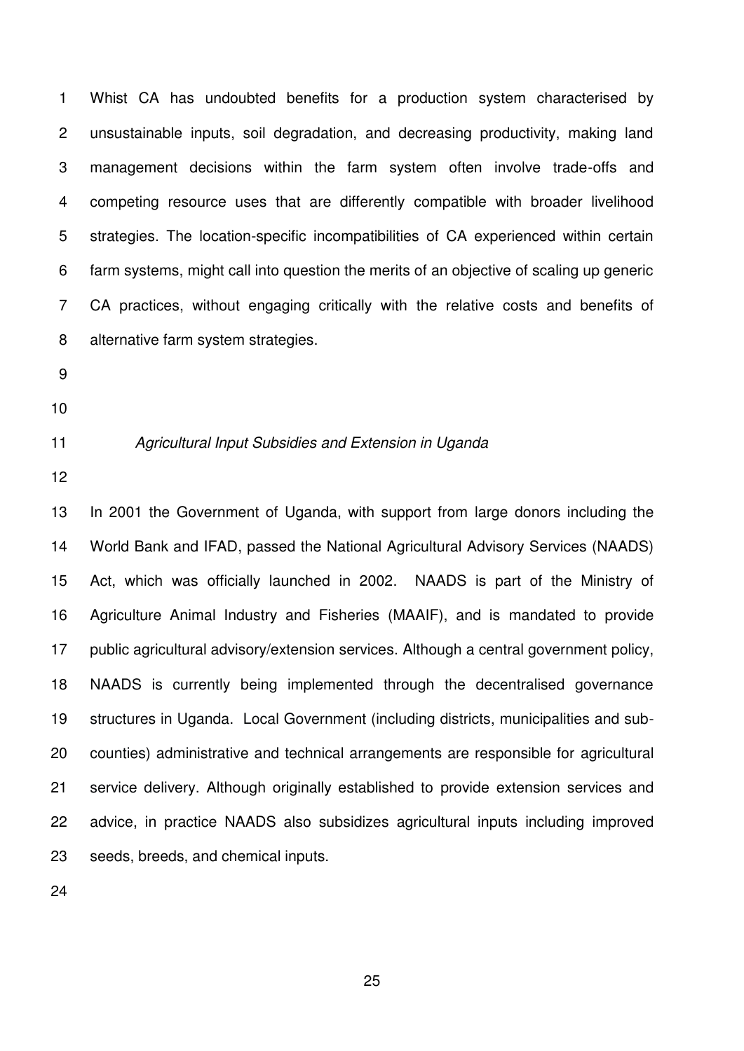Whist CA has undoubted benefits for a production system characterised by unsustainable inputs, soil degradation, and decreasing productivity, making land management decisions within the farm system often involve trade-offs and competing resource uses that are differently compatible with broader livelihood strategies. The location-specific incompatibilities of CA experienced within certain farm systems, might call into question the merits of an objective of scaling up generic CA practices, without engaging critically with the relative costs and benefits of alternative farm system strategies.

### *Agricultural Input Subsidies and Extension in Uganda*

In 2001 the Government of Uganda, with support from large donors including the World Bank and IFAD, passed the National Agricultural Advisory Services (NAADS) Act, which was officially launched in 2002. NAADS is part of the Ministry of Agriculture Animal Industry and Fisheries (MAAIF), and is mandated to provide public agricultural advisory/extension services. Although a central government policy, NAADS is currently being implemented through the decentralised governance structures in Uganda. Local Government (including districts, municipalities and sub-counties) administrative and technical arrangements are responsible for agricultural service delivery. Although originally established to provide extension services and advice, in practice NAADS also subsidizes agricultural inputs including improved seeds, breeds, and chemical inputs.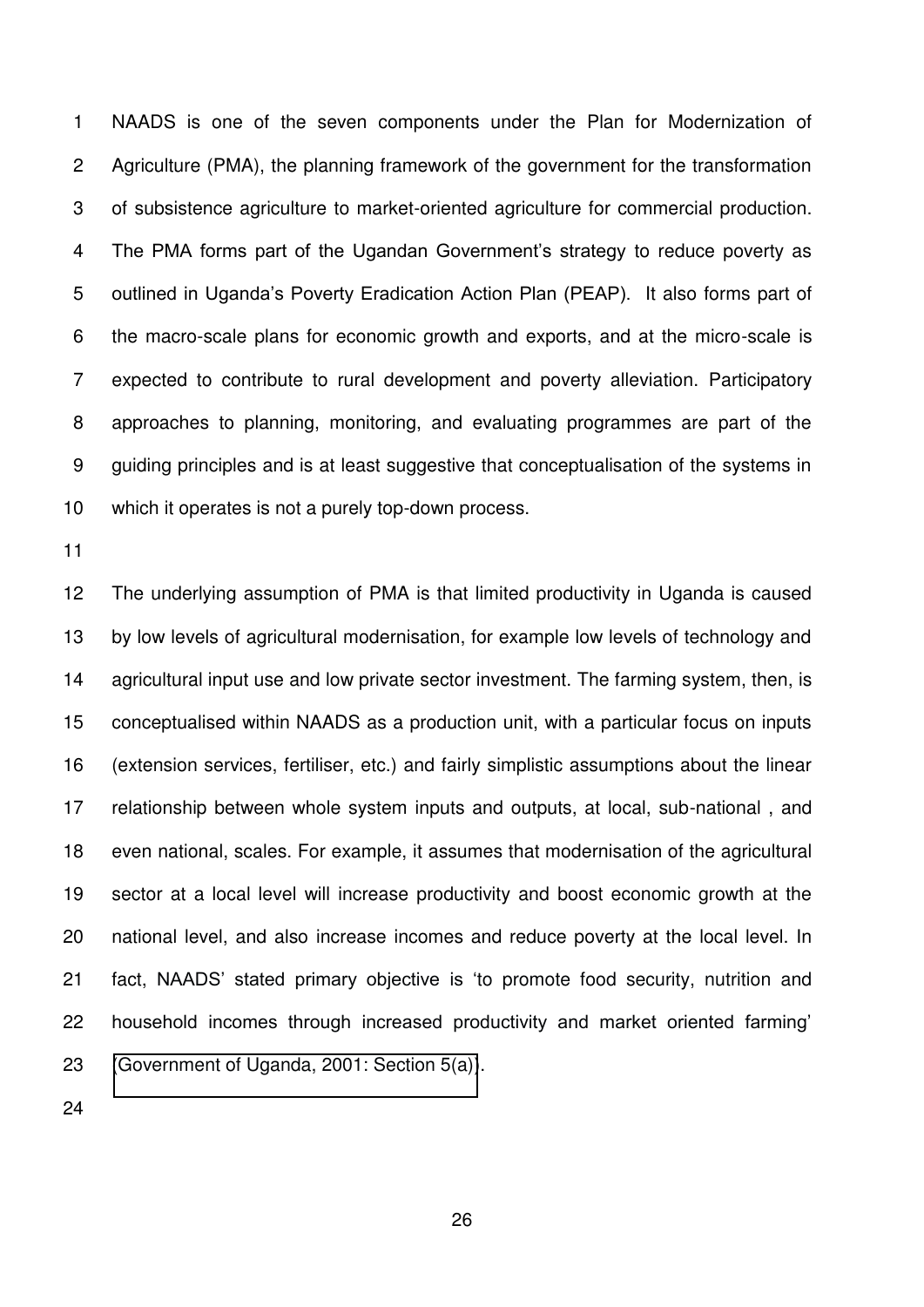NAADS is one of the seven components under the Plan for Modernization of Agriculture (PMA), the planning framework of the government for the transformation of subsistence agriculture to market-oriented agriculture for commercial production. The PMA forms part of the Ugandan Government's strategy to reduce poverty as outlined in Uganda's Poverty Eradication Action Plan (PEAP). It also forms part of the macro-scale plans for economic growth and exports, and at the micro-scale is expected to contribute to rural development and poverty alleviation. Participatory approaches to planning, monitoring, and evaluating programmes are part of the guiding principles and is at least suggestive that conceptualisation of the systems in which it operates is not a purely top-down process.

The underlying assumption of PMA is that limited productivity in Uganda is caused by low levels of agricultural modernisation, for example low levels of technology and agricultural input use and low private sector investment. The farming system, then, is conceptualised within NAADS as a production unit, with a particular focus on inputs (extension services, fertiliser, etc.) and fairly simplistic assumptions about the linear relationship between whole system inputs and outputs, at local, sub-national , and even national, scales. For example, it assumes that modernisation of the agricultural sector at a local level will increase productivity and boost economic growth at the national level, and also increase incomes and reduce poverty at the local level. In fact, NAADS' stated primary objective is 'to promote food security, nutrition and household incomes through increased productivity and market oriented farming' (Government of Uganda, 2001: Section 5(a)).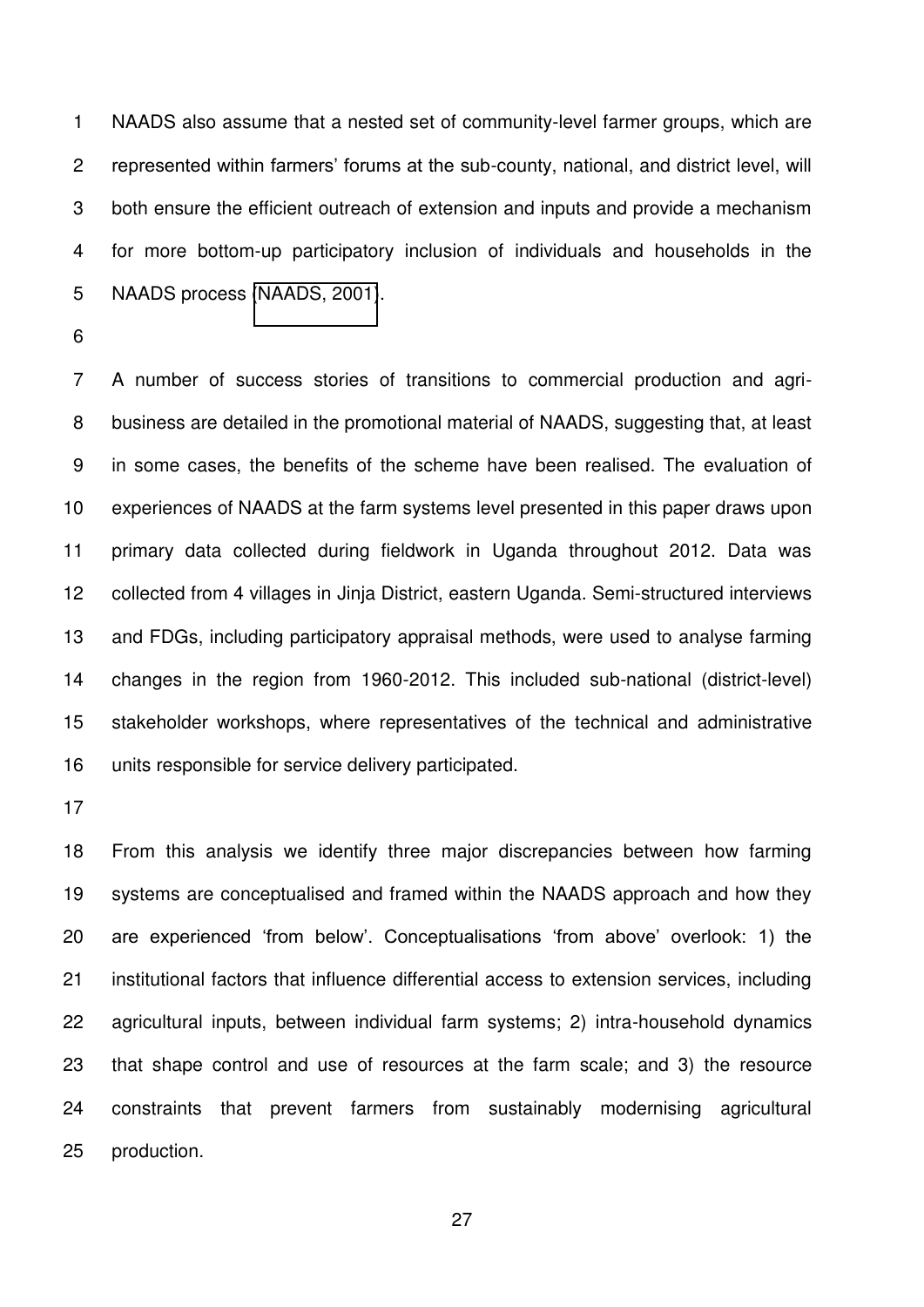NAADS also assume that a nested set of community-level farmer groups, which are represented within farmers' forums at the sub-county, national, and district level, will both ensure the efficient outreach of extension and inputs and provide a mechanism for more bottom-up participatory inclusion of individuals and households in the NAADS process (NAADS, 2001).

A number of success stories of transitions to commercial production and agri-business are detailed in the promotional material of NAADS, suggesting that, at least in some cases, the benefits of the scheme have been realised. The evaluation of experiences of NAADS at the farm systems level presented in this paper draws upon primary data collected during fieldwork in Uganda throughout 2012. Data was collected from 4 villages in Jinja District, eastern Uganda. Semi-structured interviews and FDGs, including participatory appraisal methods, were used to analyse farming changes in the region from 1960-2012. This included sub-national (district-level) stakeholder workshops, where representatives of the technical and administrative units responsible for service delivery participated.

From this analysis we identify three major discrepancies between how farming systems are conceptualised and framed within the NAADS approach and how they are experienced 'from below'. Conceptualisations 'from above' overlook: 1) the institutional factors that influence differential access to extension services, including agricultural inputs, between individual farm systems; 2) intra-household dynamics that shape control and use of resources at the farm scale; and 3) the resource constraints that prevent farmers from sustainably modernising agricultural production.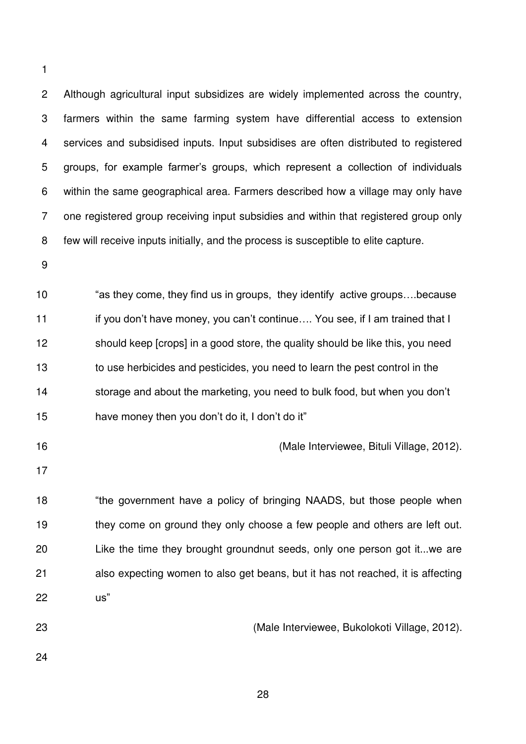Although agricultural input subsidizes are widely implemented across the country, farmers within the same farming system have differential access to extension services and subsidised inputs. Input subsidises are often distributed to registered groups, for example farmer's groups, which represent a collection of individuals within the same geographical area. Farmers described how a village may only have one registered group receiving input subsidies and within that registered group only few will receive inputs initially, and the process is susceptible to elite capture.

> "as they come, they find us in groups, they identify active groups….because if you don't have money, you can't continue…. You see, if I am trained that I should keep [crops] in a good store, the quality should be like this, you need to use herbicides and pesticides, you need to learn the pest control in the storage and about the marketing, you need to bulk food, but when you don't have money then you don't do it, I don't do it"
>
> (Male Interviewee, Bituli Village, 2012).

> "the government have a policy of bringing NAADS, but those people when they come on ground they only choose a few people and others are left out. Like the time they brought groundnut seeds, only one person got it...we are also expecting women to also get beans, but it has not reached, it is affecting us"
>
> (Male Interviewee, Bukolokoti Village, 2012).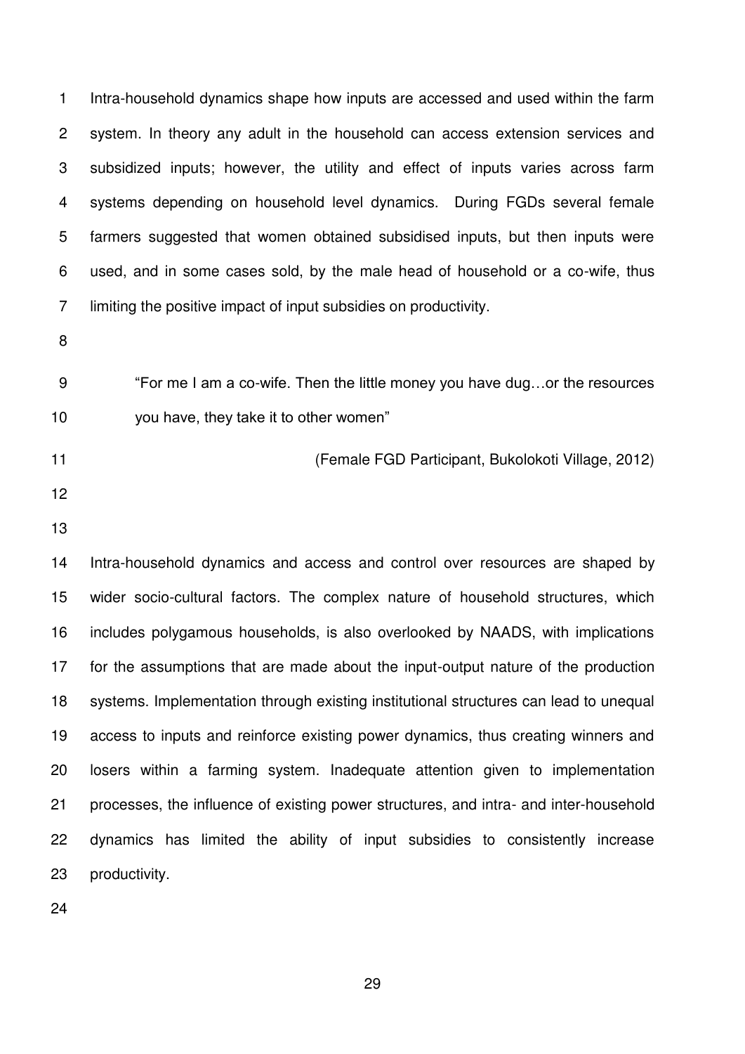Intra-household dynamics shape how inputs are accessed and used within the farm system. In theory any adult in the household can access extension services and subsidized inputs; however, the utility and effect of inputs varies across farm systems depending on household level dynamics. During FGDs several female farmers suggested that women obtained subsidised inputs, but then inputs were used, and in some cases sold, by the male head of household or a co-wife, thus limiting the positive impact of input subsidies on productivity.

> "For me I am a co-wife. Then the little money you have dug…or the resources you have, they take it to other women"
>
> (Female FGD Participant, Bukolokoti Village, 2012)

Intra-household dynamics and access and control over resources are shaped by wider socio-cultural factors. The complex nature of household structures, which includes polygamous households, is also overlooked by NAADS, with implications for the assumptions that are made about the input-output nature of the production systems. Implementation through existing institutional structures can lead to unequal access to inputs and reinforce existing power dynamics, thus creating winners and losers within a farming system. Inadequate attention given to implementation processes, the influence of existing power structures, and intra- and inter-household dynamics has limited the ability of input subsidies to consistently increase productivity.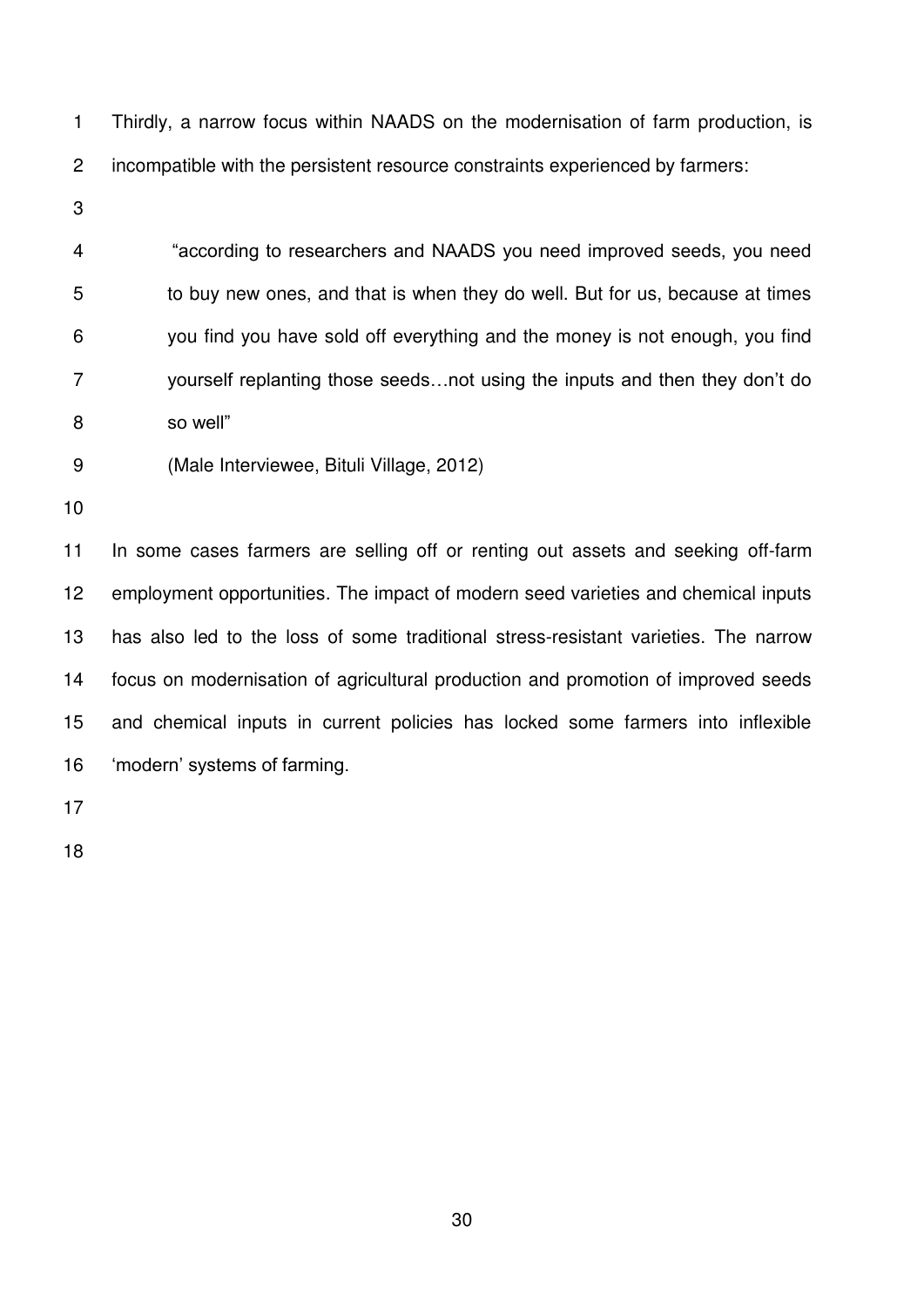Thirdly, a narrow focus within NAADS on the modernisation of farm production, is incompatible with the persistent resource constraints experienced by farmers:

> "according to researchers and NAADS you need improved seeds, you need to buy new ones, and that is when they do well. But for us, because at times you find you have sold off everything and the money is not enough, you find yourself replanting those seeds…not using the inputs and then they don't do so well"
>
> (Male Interviewee, Bituli Village, 2012)

In some cases farmers are selling off or renting out assets and seeking off-farm employment opportunities. The impact of modern seed varieties and chemical inputs has also led to the loss of some traditional stress-resistant varieties. The narrow focus on modernisation of agricultural production and promotion of improved seeds and chemical inputs in current policies has locked some farmers into inflexible 'modern' systems of farming.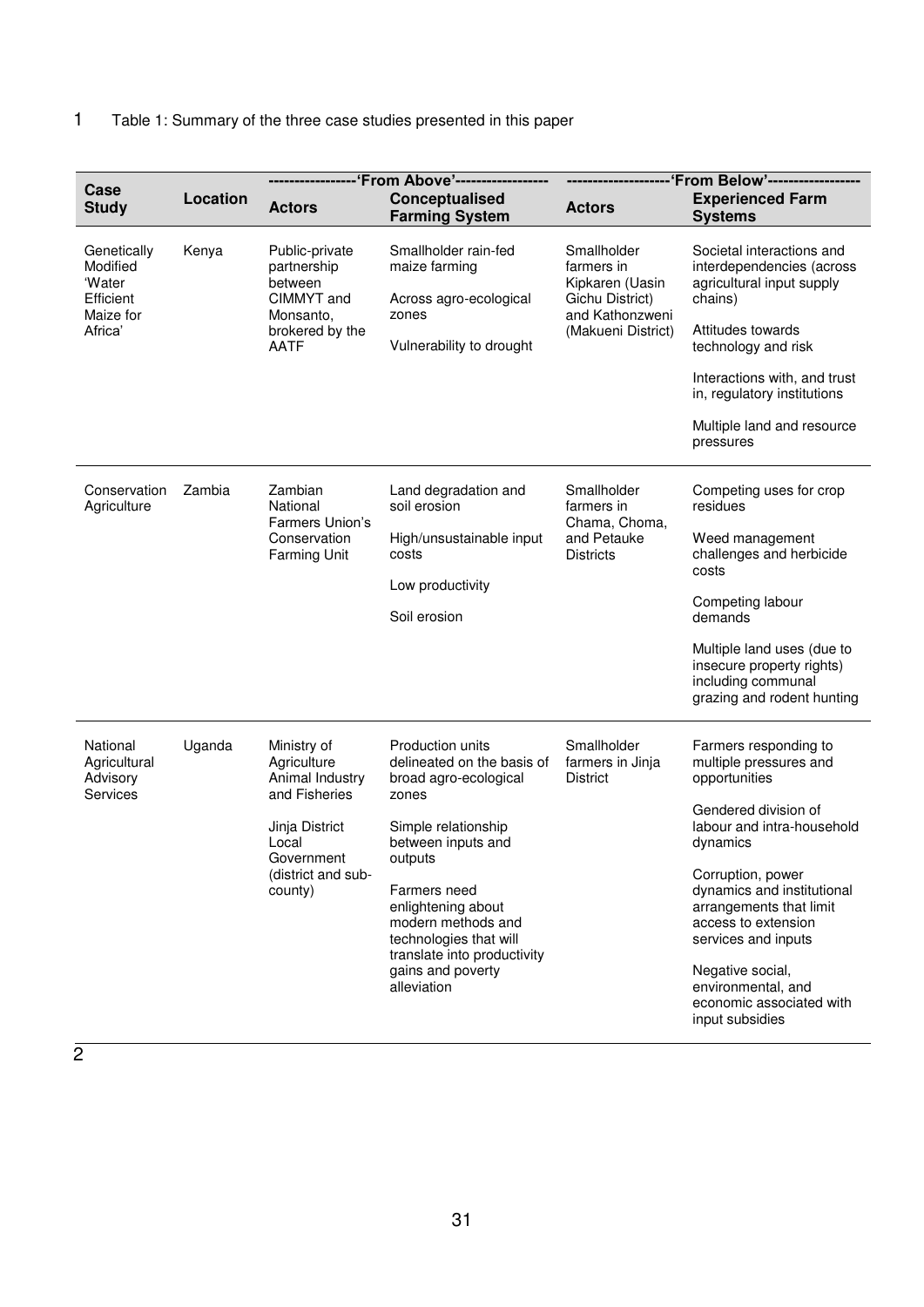Table 1: Summary of the three case studies presented in this paper

| Case Study | Location | 'From Above' | | 'From Below' | |
|---|---|---|---|---|---|
| | | **Actors** | **Conceptualised Farming System** | **Actors** | **Experienced Farm Systems** |
| Genetically Modified 'Water Efficient Maize for Africa' | Kenya | Public-private partnership between CIMMYT and Monsanto, brokered by the AATF | Smallholder rain-fed maize farming<br><br>Across agro-ecological zones<br><br>Vulnerability to drought | Smallholder farmers in Kipkaren (Uasin Gichu District) and Kathonzweni (Makueni District) | Societal interactions and interdependencies (across agricultural input supply chains)<br><br>Attitudes towards technology and risk<br><br>Interactions with, and trust in, regulatory institutions<br><br>Multiple land and resource pressures |
| Conservation Agriculture | Zambia | Zambian National Farmers Union's Conservation Farming Unit | Land degradation and soil erosion<br><br>High/unsustainable input costs<br><br>Low productivity<br><br>Soil erosion | Smallholder farmers in Chama, Choma, and Petauke Districts | Competing uses for crop residues<br><br>Weed management challenges and herbicide costs<br><br>Competing labour demands<br><br>Multiple land uses (due to insecure property rights) including communal grazing and rodent hunting |
| National Agricultural Advisory Services | Uganda | Ministry of Agriculture Animal Industry and Fisheries<br><br>Jinja District Local Government (district and sub-county) | Production units delineated on the basis of broad agro-ecological zones<br><br>Simple relationship between inputs and outputs<br><br>Farmers need enlightening about modern methods and technologies that will translate into productivity gains and poverty alleviation | Smallholder farmers in Jinja District | Farmers responding to multiple pressures and opportunities<br><br>Gendered division of labour and intra-household dynamics<br><br>Corruption, power dynamics and institutional arrangements that limit access to extension services and inputs<br><br>Negative social, environmental, and economic associated with input subsidies |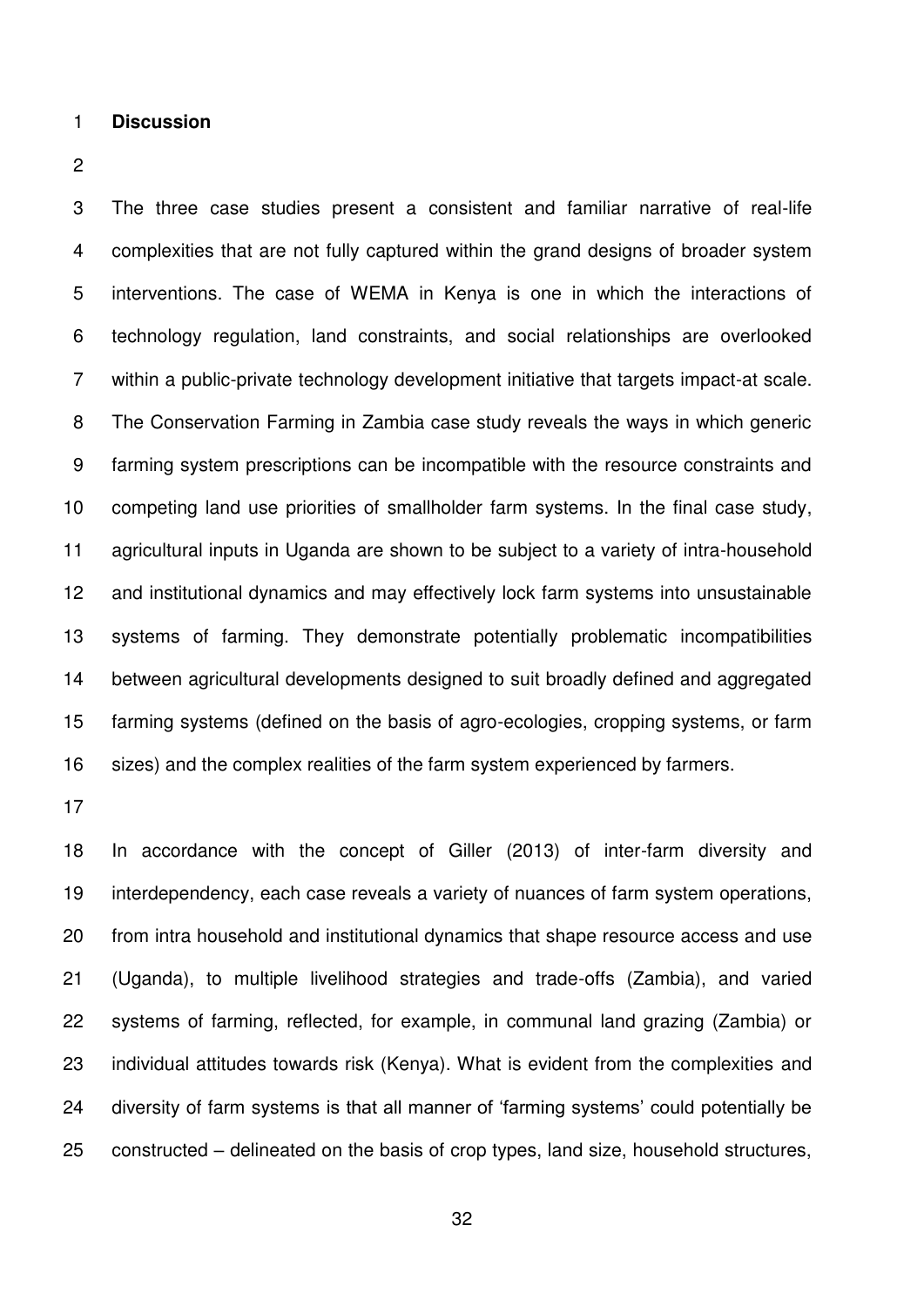## Discussion

The three case studies present a consistent and familiar narrative of real-life complexities that are not fully captured within the grand designs of broader system interventions. The case of WEMA in Kenya is one in which the interactions of technology regulation, land constraints, and social relationships are overlooked within a public-private technology development initiative that targets impact-at scale. The Conservation Farming in Zambia case study reveals the ways in which generic farming system prescriptions can be incompatible with the resource constraints and competing land use priorities of smallholder farm systems. In the final case study, agricultural inputs in Uganda are shown to be subject to a variety of intra-household and institutional dynamics and may effectively lock farm systems into unsustainable systems of farming. They demonstrate potentially problematic incompatibilities between agricultural developments designed to suit broadly defined and aggregated farming systems (defined on the basis of agro-ecologies, cropping systems, or farm sizes) and the complex realities of the farm system experienced by farmers.

In accordance with the concept of Giller (2013) of inter-farm diversity and interdependency, each case reveals a variety of nuances of farm system operations, from intra household and institutional dynamics that shape resource access and use (Uganda), to multiple livelihood strategies and trade-offs (Zambia), and varied systems of farming, reflected, for example, in communal land grazing (Zambia) or individual attitudes towards risk (Kenya). What is evident from the complexities and diversity of farm systems is that all manner of 'farming systems' could potentially be constructed – delineated on the basis of crop types, land size, household structures,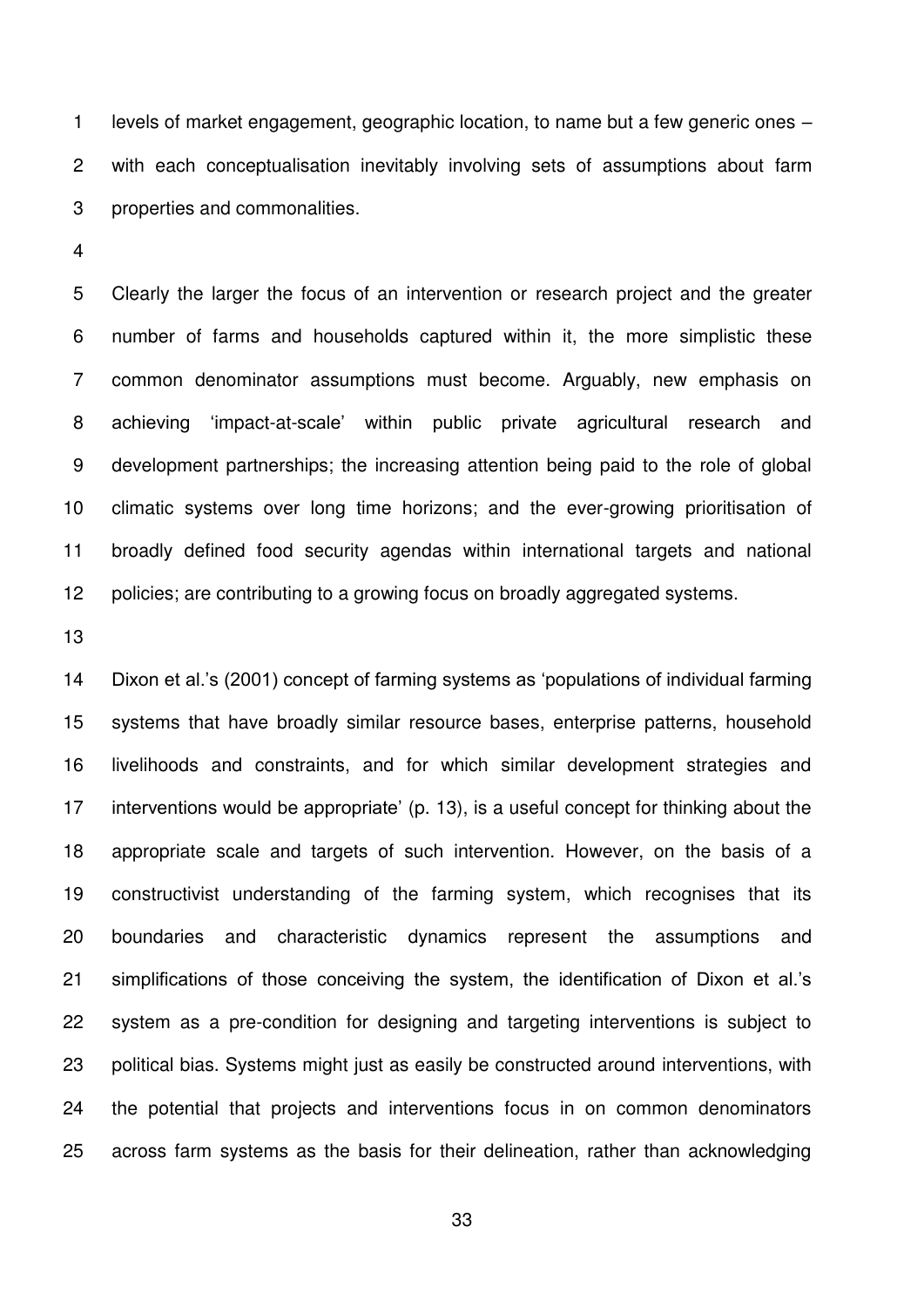levels of market engagement, geographic location, to name but a few generic ones – with each conceptualisation inevitably involving sets of assumptions about farm properties and commonalities.

Clearly the larger the focus of an intervention or research project and the greater number of farms and households captured within it, the more simplistic these common denominator assumptions must become. Arguably, new emphasis on achieving 'impact-at-scale' within public private agricultural research and development partnerships; the increasing attention being paid to the role of global climatic systems over long time horizons; and the ever-growing prioritisation of broadly defined food security agendas within international targets and national policies; are contributing to a growing focus on broadly aggregated systems.

Dixon et al.'s (2001) concept of farming systems as 'populations of individual farming systems that have broadly similar resource bases, enterprise patterns, household livelihoods and constraints, and for which similar development strategies and interventions would be appropriate' (p. 13), is a useful concept for thinking about the appropriate scale and targets of such intervention. However, on the basis of a constructivist understanding of the farming system, which recognises that its boundaries and characteristic dynamics represent the assumptions and simplifications of those conceiving the system, the identification of Dixon et al.'s system as a pre-condition for designing and targeting interventions is subject to political bias. Systems might just as easily be constructed around interventions, with the potential that projects and interventions focus in on common denominators across farm systems as the basis for their delineation, rather than acknowledging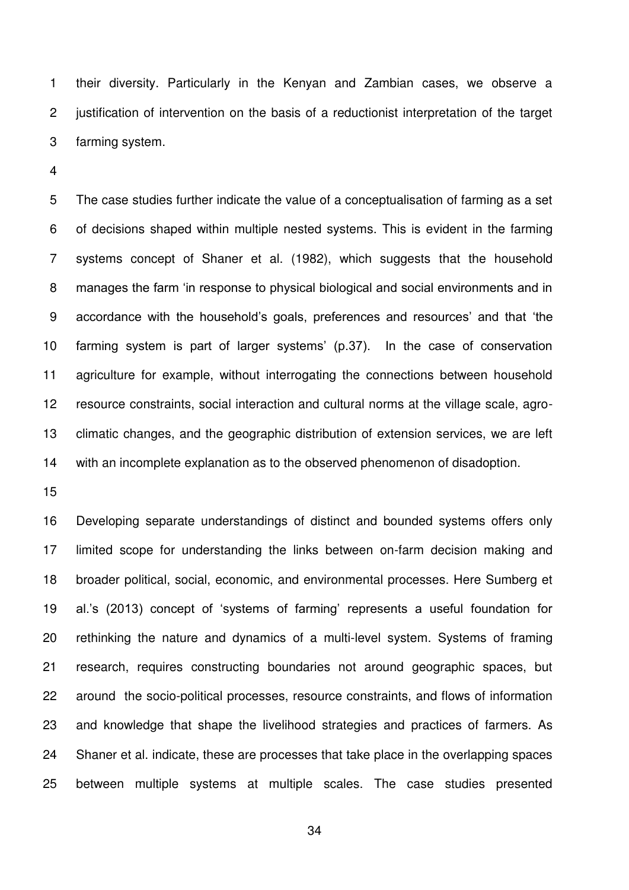their diversity. Particularly in the Kenyan and Zambian cases, we observe a justification of intervention on the basis of a reductionist interpretation of the target farming system.

The case studies further indicate the value of a conceptualisation of farming as a set of decisions shaped within multiple nested systems. This is evident in the farming systems concept of Shaner et al. (1982), which suggests that the household manages the farm 'in response to physical biological and social environments and in accordance with the household's goals, preferences and resources' and that 'the farming system is part of larger systems' (p.37). In the case of conservation agriculture for example, without interrogating the connections between household resource constraints, social interaction and cultural norms at the village scale, agro-climatic changes, and the geographic distribution of extension services, we are left with an incomplete explanation as to the observed phenomenon of disadoption.

Developing separate understandings of distinct and bounded systems offers only limited scope for understanding the links between on-farm decision making and broader political, social, economic, and environmental processes. Here Sumberg et al.'s (2013) concept of 'systems of farming' represents a useful foundation for rethinking the nature and dynamics of a multi-level system. Systems of framing research, requires constructing boundaries not around geographic spaces, but around the socio-political processes, resource constraints, and flows of information and knowledge that shape the livelihood strategies and practices of farmers. As Shaner et al. indicate, these are processes that take place in the overlapping spaces between multiple systems at multiple scales. The case studies presented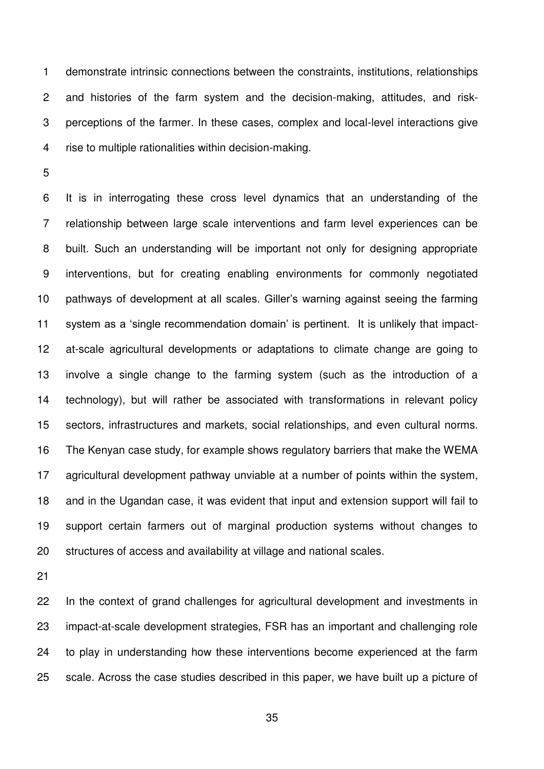demonstrate intrinsic connections between the constraints, institutions, relationships and histories of the farm system and the decision-making, attitudes, and risk-perceptions of the farmer. In these cases, complex and local-level interactions give rise to multiple rationalities within decision-making.

It is in interrogating these cross level dynamics that an understanding of the relationship between large scale interventions and farm level experiences can be built. Such an understanding will be important not only for designing appropriate interventions, but for creating enabling environments for commonly negotiated pathways of development at all scales. Giller's warning against seeing the farming system as a 'single recommendation domain' is pertinent. It is unlikely that impact-at-scale agricultural developments or adaptations to climate change are going to involve a single change to the farming system (such as the introduction of a technology), but will rather be associated with transformations in relevant policy sectors, infrastructures and markets, social relationships, and even cultural norms. The Kenyan case study, for example shows regulatory barriers that make the WEMA agricultural development pathway unviable at a number of points within the system, and in the Ugandan case, it was evident that input and extension support will fail to support certain farmers out of marginal production systems without changes to structures of access and availability at village and national scales.

In the context of grand challenges for agricultural development and investments in impact-at-scale development strategies, FSR has an important and challenging role to play in understanding how these interventions become experienced at the farm scale. Across the case studies described in this paper, we have built up a picture of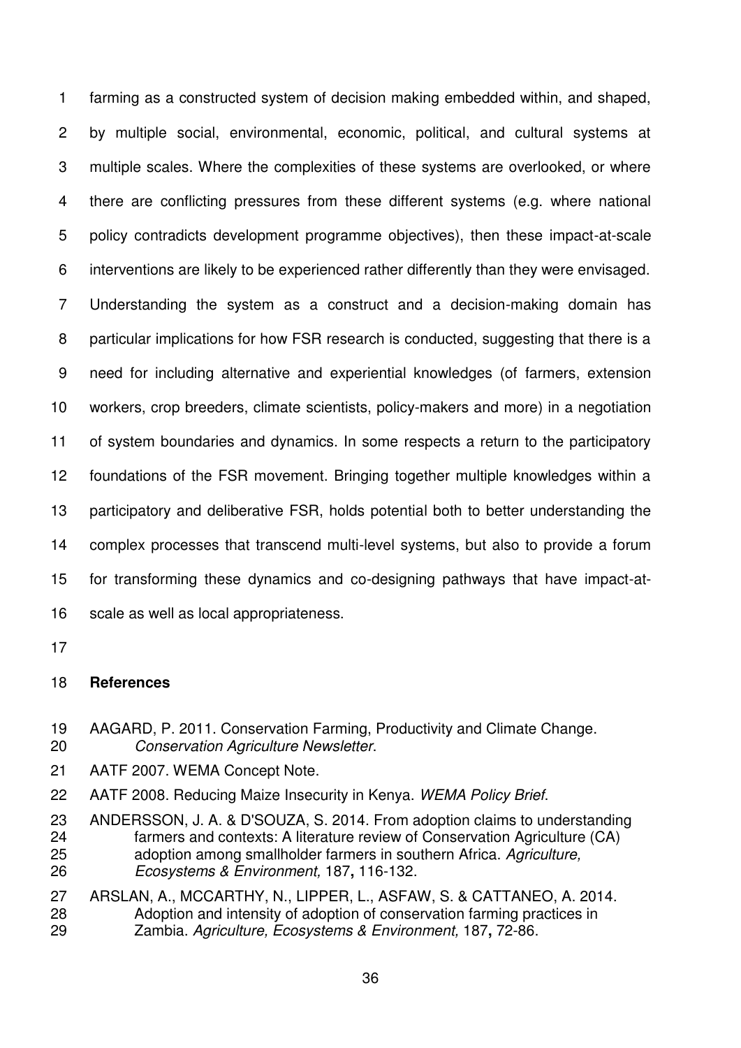farming as a constructed system of decision making embedded within, and shaped, by multiple social, environmental, economic, political, and cultural systems at multiple scales. Where the complexities of these systems are overlooked, or where there are conflicting pressures from these different systems (e.g. where national policy contradicts development programme objectives), then these impact-at-scale interventions are likely to be experienced rather differently than they were envisaged. Understanding the system as a construct and a decision-making domain has particular implications for how FSR research is conducted, suggesting that there is a need for including alternative and experiential knowledges (of farmers, extension workers, crop breeders, climate scientists, policy-makers and more) in a negotiation of system boundaries and dynamics. In some respects a return to the participatory foundations of the FSR movement. Bringing together multiple knowledges within a participatory and deliberative FSR, holds potential both to better understanding the complex processes that transcend multi-level systems, but also to provide a forum for transforming these dynamics and co-designing pathways that have impact-at-scale as well as local appropriateness.

## References

AAGARD, P. 2011. Conservation Farming, Productivity and Climate Change. *Conservation Agriculture Newsletter*.

AATF 2007. WEMA Concept Note.

AATF 2008. Reducing Maize Insecurity in Kenya. *WEMA Policy Brief*.

ANDERSSON, J. A. & D'SOUZA, S. 2014. From adoption claims to understanding farmers and contexts: A literature review of Conservation Agriculture (CA) adoption among smallholder farmers in southern Africa. *Agriculture, Ecosystems & Environment,* 187**,** 116-132.

ARSLAN, A., MCCARTHY, N., LIPPER, L., ASFAW, S. & CATTANEO, A. 2014. Adoption and intensity of adoption of conservation farming practices in Zambia. *Agriculture, Ecosystems & Environment,* 187**,** 72-86.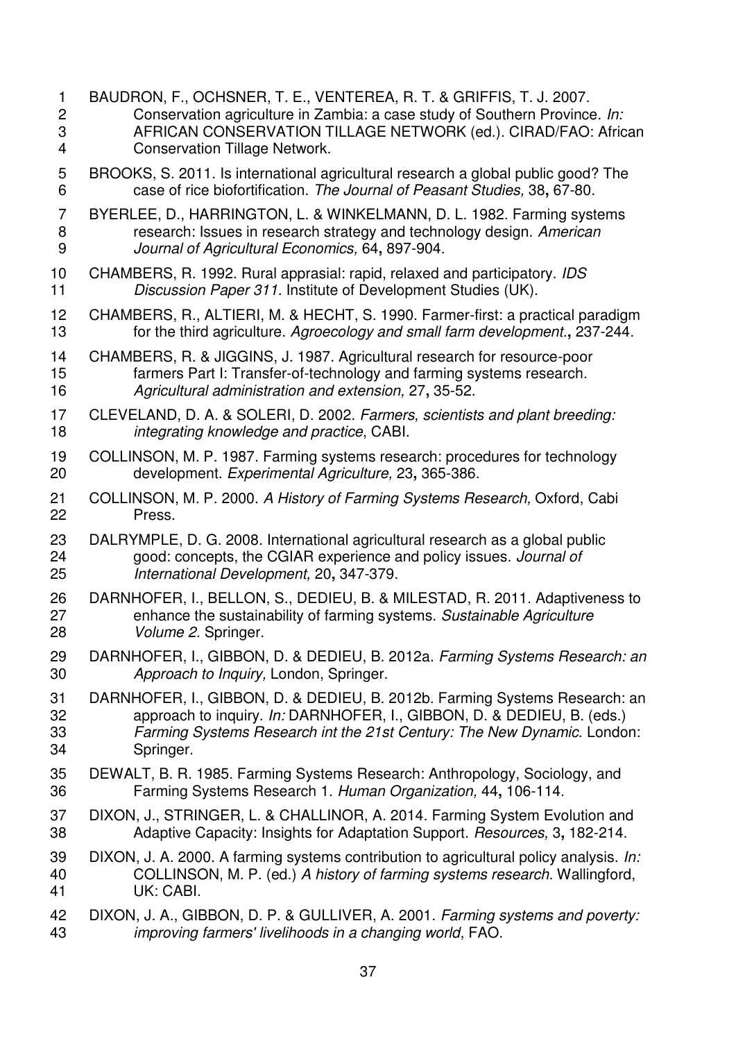BAUDRON, F., OCHSNER, T. E., VENTEREA, R. T. & GRIFFIS, T. J. 2007. Conservation agriculture in Zambia: a case study of Southern Province. *In:* AFRICAN CONSERVATION TILLAGE NETWORK (ed.). CIRAD/FAO: African Conservation Tillage Network.

BROOKS, S. 2011. Is international agricultural research a global public good? The case of rice biofortification. *The Journal of Peasant Studies,* 38**,** 67-80.

BYERLEE, D., HARRINGTON, L. & WINKELMANN, D. L. 1982. Farming systems research: Issues in research strategy and technology design. *American Journal of Agricultural Economics,* 64**,** 897-904.

CHAMBERS, R. 1992. Rural apprasial: rapid, relaxed and participatory. *IDS Discussion Paper 311.* Institute of Development Studies (UK).

CHAMBERS, R., ALTIERI, M. & HECHT, S. 1990. Farmer-first: a practical paradigm for the third agriculture. *Agroecology and small farm development.***,** 237-244.

CHAMBERS, R. & JIGGINS, J. 1987. Agricultural research for resource-poor farmers Part I: Transfer-of-technology and farming systems research. *Agricultural administration and extension,* 27**,** 35-52.

CLEVELAND, D. A. & SOLERI, D. 2002. *Farmers, scientists and plant breeding: integrating knowledge and practice*, CABI.

COLLINSON, M. P. 1987. Farming systems research: procedures for technology development. *Experimental Agriculture,* 23**,** 365-386.

COLLINSON, M. P. 2000. *A History of Farming Systems Research,* Oxford, Cabi Press.

DALRYMPLE, D. G. 2008. International agricultural research as a global public good: concepts, the CGIAR experience and policy issues. *Journal of International Development,* 20**,** 347-379.

DARNHOFER, I., BELLON, S., DEDIEU, B. & MILESTAD, R. 2011. Adaptiveness to enhance the sustainability of farming systems. *Sustainable Agriculture Volume 2.* Springer.

DARNHOFER, I., GIBBON, D. & DEDIEU, B. 2012a. *Farming Systems Research: an Approach to Inquiry,* London, Springer.

DARNHOFER, I., GIBBON, D. & DEDIEU, B. 2012b. Farming Systems Research: an approach to inquiry. *In:* DARNHOFER, I., GIBBON, D. & DEDIEU, B. (eds.) *Farming Systems Research int the 21st Century: The New Dynamic.* London: Springer.

DEWALT, B. R. 1985. Farming Systems Research: Anthropology, Sociology, and Farming Systems Research 1. *Human Organization,* 44**,** 106-114.

DIXON, J., STRINGER, L. & CHALLINOR, A. 2014. Farming System Evolution and Adaptive Capacity: Insights for Adaptation Support. *Resources,* 3**,** 182-214.

DIXON, J. A. 2000. A farming systems contribution to agricultural policy analysis. *In:* COLLINSON, M. P. (ed.) *A history of farming systems research.* Wallingford, UK: CABI.

DIXON, J. A., GIBBON, D. P. & GULLIVER, A. 2001. *Farming systems and poverty: improving farmers' livelihoods in a changing world*, FAO.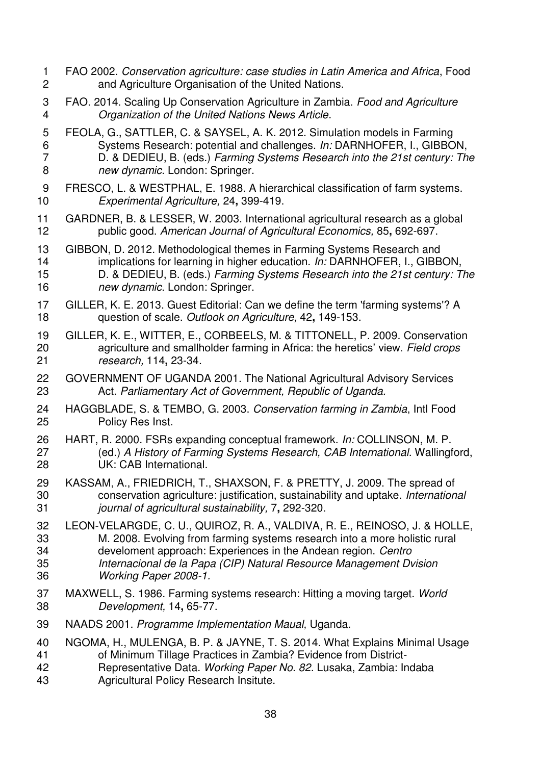FAO 2002. *Conservation agriculture: case studies in Latin America and Africa*, Food and Agriculture Organisation of the United Nations.

FAO. 2014. Scaling Up Conservation Agriculture in Zambia. *Food and Agriculture Organization of the United Nations News Article*.

FEOLA, G., SATTLER, C. & SAYSEL, A. K. 2012. Simulation models in Farming Systems Research: potential and challenges. *In:* DARNHOFER, I., GIBBON, D. & DEDIEU, B. (eds.) *Farming Systems Research into the 21st century: The new dynamic.* London: Springer.

FRESCO, L. & WESTPHAL, E. 1988. A hierarchical classification of farm systems. *Experimental Agriculture,* 24**,** 399-419.

GARDNER, B. & LESSER, W. 2003. International agricultural research as a global public good. *American Journal of Agricultural Economics,* 85**,** 692-697.

GIBBON, D. 2012. Methodological themes in Farming Systems Research and implications for learning in higher education. *In:* DARNHOFER, I., GIBBON, D. & DEDIEU, B. (eds.) *Farming Systems Research into the 21st century: The new dynamic.* London: Springer.

GILLER, K. E. 2013. Guest Editorial: Can we define the term 'farming systems'? A question of scale. *Outlook on Agriculture,* 42**,** 149-153.

GILLER, K. E., WITTER, E., CORBEELS, M. & TITTONELL, P. 2009. Conservation agriculture and smallholder farming in Africa: the heretics' view. *Field crops research,* 114**,** 23-34.

GOVERNMENT OF UGANDA 2001. The National Agricultural Advisory Services Act. *Parliamentary Act of Government, Republic of Uganda.*

HAGGBLADE, S. & TEMBO, G. 2003. *Conservation farming in Zambia*, Intl Food Policy Res Inst.

HART, R. 2000. FSRs expanding conceptual framework. *In:* COLLINSON, M. P. (ed.) *A History of Farming Systems Research, CAB International.* Wallingford, UK: CAB International.

KASSAM, A., FRIEDRICH, T., SHAXSON, F. & PRETTY, J. 2009. The spread of conservation agriculture: justification, sustainability and uptake. *International journal of agricultural sustainability,* 7**,** 292-320.

LEON-VELARGDE, C. U., QUIROZ, R. A., VALDIVA, R. E., REINOSO, J. & HOLLE, M. 2008. Evolving from farming systems research into a more holistic rural develoment approach: Experiences in the Andean region. *Centro Internacional de la Papa (CIP) Natural Resource Management Dvision Working Paper 2008-1.*

MAXWELL, S. 1986. Farming systems research: Hitting a moving target. *World Development,* 14**,** 65-77.

NAADS 2001. *Programme Implementation Maual,* Uganda.

NGOMA, H., MULENGA, B. P. & JAYNE, T. S. 2014. What Explains Minimal Usage of Minimum Tillage Practices in Zambia? Evidence from District-Representative Data. *Working Paper No. 82.* Lusaka, Zambia: Indaba Agricultural Policy Research Insitute.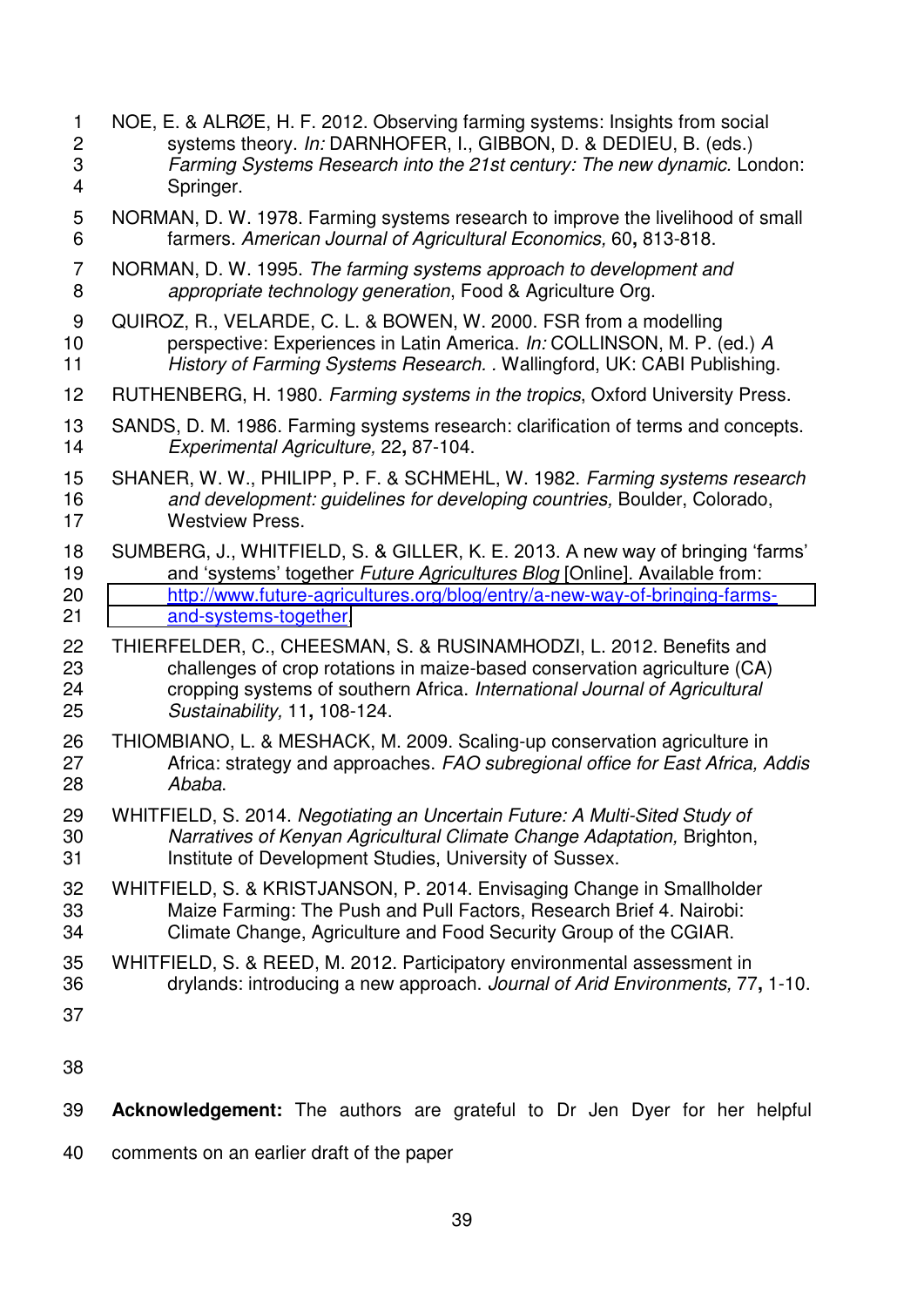NOE, E. & ALRØE, H. F. 2012. Observing farming systems: Insights from social systems theory. *In:* DARNHOFER, I., GIBBON, D. & DEDIEU, B. (eds.) *Farming Systems Research into the 21st century: The new dynamic*. London: Springer.

NORMAN, D. W. 1978. Farming systems research to improve the livelihood of small farmers. *American Journal of Agricultural Economics,* 60**,** 813-818.

NORMAN, D. W. 1995. *The farming systems approach to development and appropriate technology generation*, Food & Agriculture Org.

QUIROZ, R., VELARDE, C. L. & BOWEN, W. 2000. FSR from a modelling perspective: Experiences in Latin America. *In:* COLLINSON, M. P. (ed.) *A History of Farming Systems Research.* . Wallingford, UK: CABI Publishing.

RUTHENBERG, H. 1980. *Farming systems in the tropics*, Oxford University Press.

SANDS, D. M. 1986. Farming systems research: clarification of terms and concepts. *Experimental Agriculture,* 22**,** 87-104.

SHANER, W. W., PHILIPP, P. F. & SCHMEHL, W. 1982. *Farming systems research and development: guidelines for developing countries,* Boulder, Colorado, Westview Press.

SUMBERG, J., WHITFIELD, S. & GILLER, K. E. 2013. A new way of bringing 'farms' and 'systems' together *Future Agricultures Blog* [Online]. Available from: http://www.future-agricultures.org/blog/entry/a-new-way-of-bringing-farms-and-systems-together.

THIERFELDER, C., CHEESMAN, S. & RUSINAMHODZI, L. 2012. Benefits and challenges of crop rotations in maize-based conservation agriculture (CA) cropping systems of southern Africa. *International Journal of Agricultural Sustainability,* 11**,** 108-124.

THIOMBIANO, L. & MESHACK, M. 2009. Scaling-up conservation agriculture in Africa: strategy and approaches. *FAO subregional office for East Africa, Addis Ababa*.

WHITFIELD, S. 2014. *Negotiating an Uncertain Future: A Multi-Sited Study of Narratives of Kenyan Agricultural Climate Change Adaptation,* Brighton, Institute of Development Studies, University of Sussex.

WHITFIELD, S. & KRISTJANSON, P. 2014. Envisaging Change in Smallholder Maize Farming: The Push and Pull Factors, Research Brief 4. Nairobi: Climate Change, Agriculture and Food Security Group of the CGIAR.

WHITFIELD, S. & REED, M. 2012. Participatory environmental assessment in drylands: introducing a new approach. *Journal of Arid Environments,* 77**,** 1-10.

**Acknowledgement:** The authors are grateful to Dr Jen Dyer for her helpful comments on an earlier draft of the paper